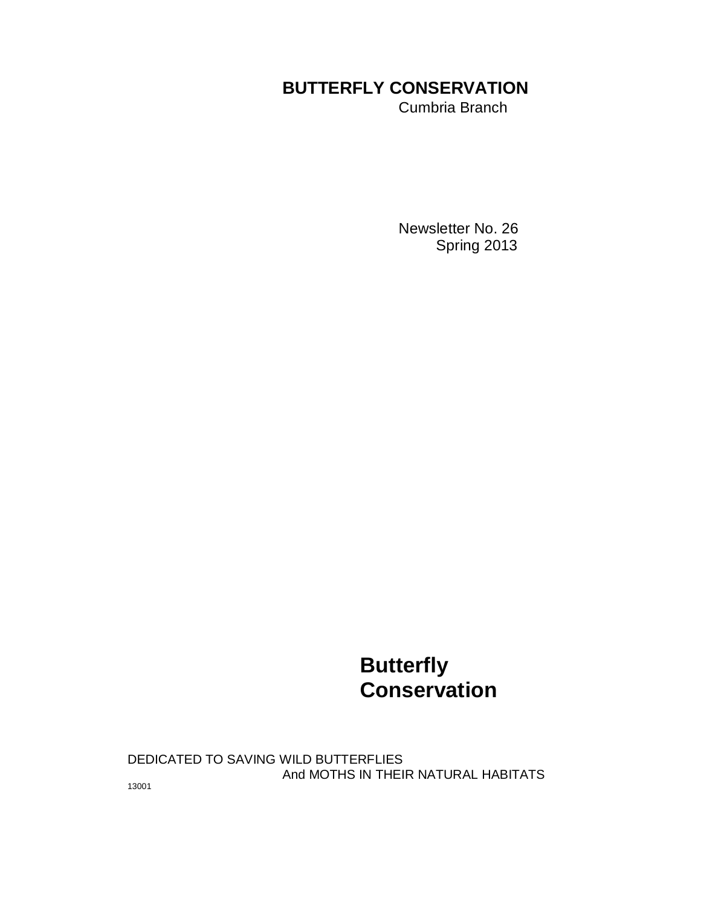# BUTTERFLY CONSERVATION

Cumbria Branch

Newsletter No. 26
Spring 2013

**Butterfly Conservation**

DEDICATED TO SAVING WILD BUTTERFLIES
And MOTHS IN THEIR NATURAL HABITATS

13001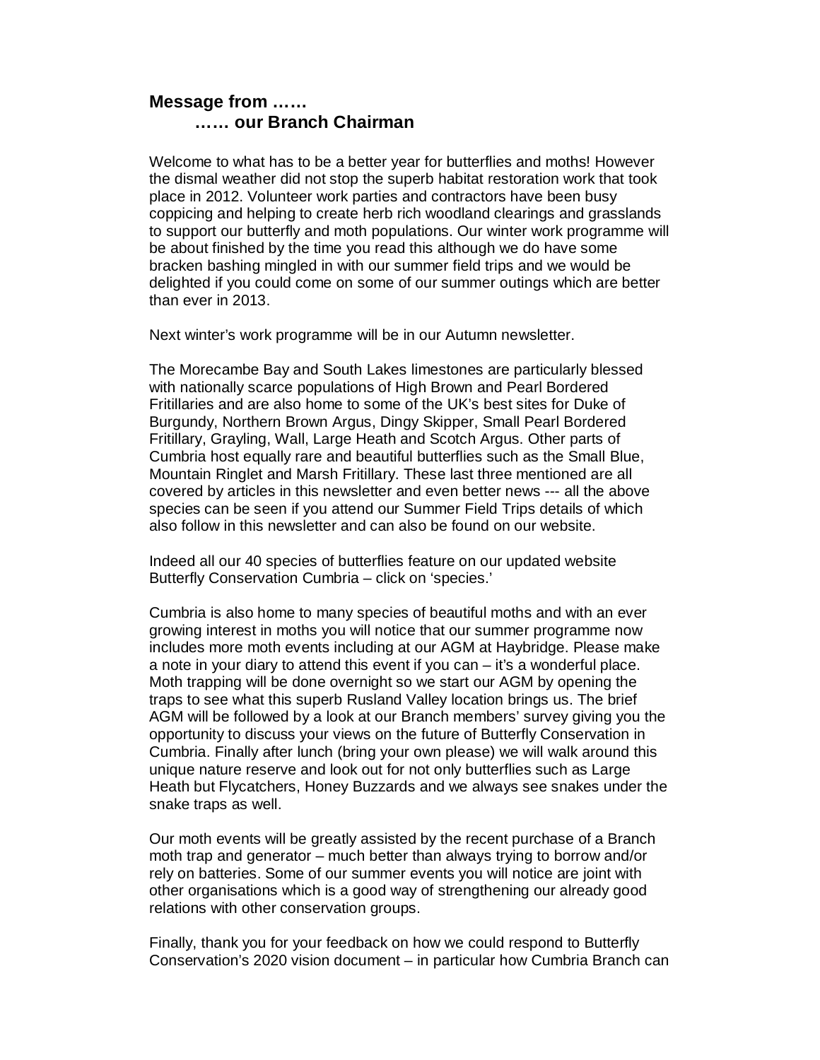## Message from ……
### …… our Branch Chairman

Welcome to what has to be a better year for butterflies and moths! However the dismal weather did not stop the superb habitat restoration work that took place in 2012. Volunteer work parties and contractors have been busy coppicing and helping to create herb rich woodland clearings and grasslands to support our butterfly and moth populations. Our winter work programme will be about finished by the time you read this although we do have some bracken bashing mingled in with our summer field trips and we would be delighted if you could come on some of our summer outings which are better than ever in 2013.

Next winter's work programme will be in our Autumn newsletter.

The Morecambe Bay and South Lakes limestones are particularly blessed with nationally scarce populations of High Brown and Pearl Bordered Fritillaries and are also home to some of the UK's best sites for Duke of Burgundy, Northern Brown Argus, Dingy Skipper, Small Pearl Bordered Fritillary, Grayling, Wall, Large Heath and Scotch Argus. Other parts of Cumbria host equally rare and beautiful butterflies such as the Small Blue, Mountain Ringlet and Marsh Fritillary. These last three mentioned are all covered by articles in this newsletter and even better news --- all the above species can be seen if you attend our Summer Field Trips details of which also follow in this newsletter and can also be found on our website.

Indeed all our 40 species of butterflies feature on our updated website Butterfly Conservation Cumbria – click on 'species.'

Cumbria is also home to many species of beautiful moths and with an ever growing interest in moths you will notice that our summer programme now includes more moth events including at our AGM at Haybridge. Please make a note in your diary to attend this event if you can – it's a wonderful place. Moth trapping will be done overnight so we start our AGM by opening the traps to see what this superb Rusland Valley location brings us. The brief AGM will be followed by a look at our Branch members' survey giving you the opportunity to discuss your views on the future of Butterfly Conservation in Cumbria. Finally after lunch (bring your own please) we will walk around this unique nature reserve and look out for not only butterflies such as Large Heath but Flycatchers, Honey Buzzards and we always see snakes under the snake traps as well.

Our moth events will be greatly assisted by the recent purchase of a Branch moth trap and generator – much better than always trying to borrow and/or rely on batteries. Some of our summer events you will notice are joint with other organisations which is a good way of strengthening our already good relations with other conservation groups.

Finally, thank you for your feedback on how we could respond to Butterfly Conservation's 2020 vision document – in particular how Cumbria Branch can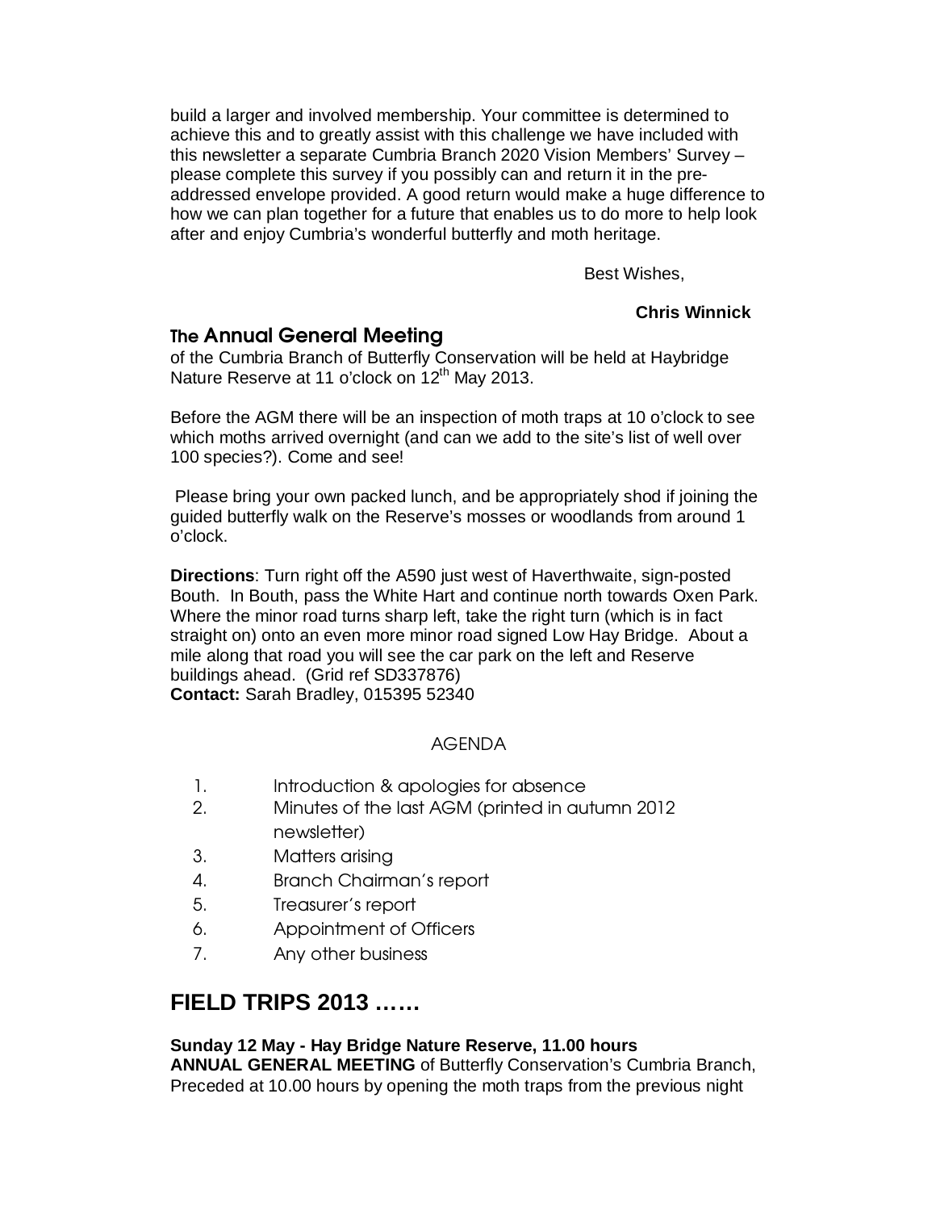build a larger and involved membership. Your committee is determined to achieve this and to greatly assist with this challenge we have included with this newsletter a separate Cumbria Branch 2020 Vision Members' Survey – please complete this survey if you possibly can and return it in the pre-addressed envelope provided. A good return would make a huge difference to how we can plan together for a future that enables us to do more to help look after and enjoy Cumbria's wonderful butterfly and moth heritage.

Best Wishes,

**Chris Winnick**

## The Annual General Meeting

of the Cumbria Branch of Butterfly Conservation will be held at Haybridge Nature Reserve at 11 o'clock on 12th May 2013.

Before the AGM there will be an inspection of moth traps at 10 o'clock to see which moths arrived overnight (and can we add to the site's list of well over 100 species?). Come and see!

Please bring your own packed lunch, and be appropriately shod if joining the guided butterfly walk on the Reserve's mosses or woodlands from around 1 o'clock.

**Directions**: Turn right off the A590 just west of Haverthwaite, sign-posted Bouth. In Bouth, pass the White Hart and continue north towards Oxen Park. Where the minor road turns sharp left, take the right turn (which is in fact straight on) onto an even more minor road signed Low Hay Bridge. About a mile along that road you will see the car park on the left and Reserve buildings ahead. (Grid ref SD337876)
**Contact:** Sarah Bradley, 015395 52340

AGENDA

1. Introduction & apologies for absence
2. Minutes of the last AGM (printed in autumn 2012 newsletter)
3. Matters arising
4. Branch Chairman's report
5. Treasurer's report
6. Appointment of Officers
7. Any other business

# FIELD TRIPS 2013 ……

**Sunday 12 May - Hay Bridge Nature Reserve, 11.00 hours**
**ANNUAL GENERAL MEETING** of Butterfly Conservation's Cumbria Branch, Preceded at 10.00 hours by opening the moth traps from the previous night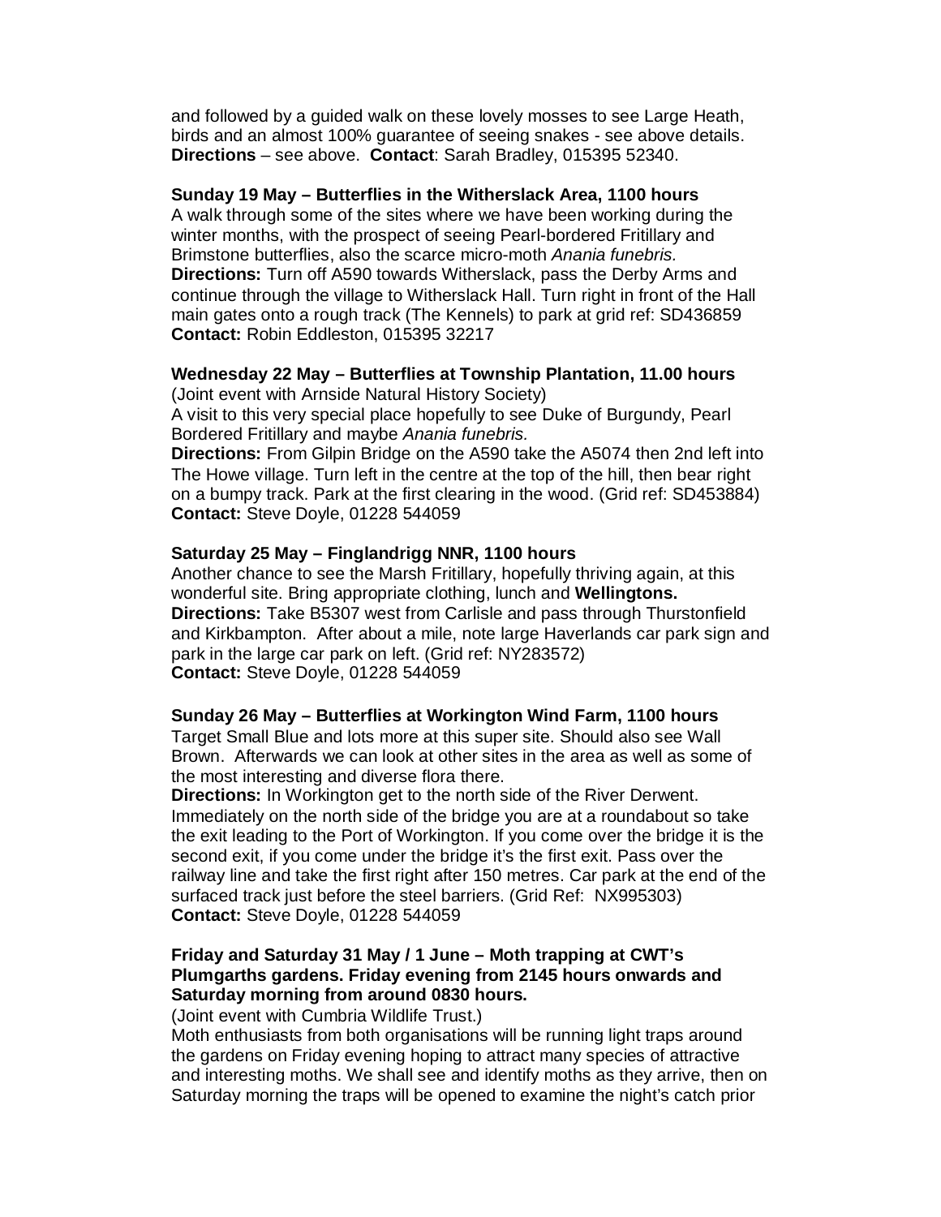and followed by a guided walk on these lovely mosses to see Large Heath, birds and an almost 100% guarantee of seeing snakes - see above details. **Directions** – see above. **Contact**: Sarah Bradley, 015395 52340.

**Sunday 19 May – Butterflies in the Witherslack Area, 1100 hours**

A walk through some of the sites where we have been working during the winter months, with the prospect of seeing Pearl-bordered Fritillary and Brimstone butterflies, also the scarce micro-moth *Anania funebris.*

**Directions:** Turn off A590 towards Witherslack, pass the Derby Arms and continue through the village to Witherslack Hall. Turn right in front of the Hall main gates onto a rough track (The Kennels) to park at grid ref: SD436859

**Contact:** Robin Eddleston, 015395 32217

**Wednesday 22 May – Butterflies at Township Plantation, 11.00 hours**

(Joint event with Arnside Natural History Society)

A visit to this very special place hopefully to see Duke of Burgundy, Pearl Bordered Fritillary and maybe *Anania funebris.*

**Directions:** From Gilpin Bridge on the A590 take the A5074 then 2nd left into The Howe village. Turn left in the centre at the top of the hill, then bear right on a bumpy track. Park at the first clearing in the wood. (Grid ref: SD453884)

**Contact:** Steve Doyle, 01228 544059

**Saturday 25 May – Finglandrigg NNR, 1100 hours**

Another chance to see the Marsh Fritillary, hopefully thriving again, at this wonderful site. Bring appropriate clothing, lunch and **Wellingtons.**

**Directions:** Take B5307 west from Carlisle and pass through Thurstonfield and Kirkbampton. After about a mile, note large Haverlands car park sign and park in the large car park on left. (Grid ref: NY283572)

**Contact:** Steve Doyle, 01228 544059

**Sunday 26 May – Butterflies at Workington Wind Farm, 1100 hours**

Target Small Blue and lots more at this super site. Should also see Wall Brown. Afterwards we can look at other sites in the area as well as some of the most interesting and diverse flora there.

**Directions:** In Workington get to the north side of the River Derwent. Immediately on the north side of the bridge you are at a roundabout so take the exit leading to the Port of Workington. If you come over the bridge it is the second exit, if you come under the bridge it's the first exit. Pass over the railway line and take the first right after 150 metres. Car park at the end of the surfaced track just before the steel barriers. (Grid Ref: NX995303)

**Contact:** Steve Doyle, 01228 544059

**Friday and Saturday 31 May / 1 June – Moth trapping at CWT's Plumgarths gardens. Friday evening from 2145 hours onwards and Saturday morning from around 0830 hours.**

(Joint event with Cumbria Wildlife Trust.)

Moth enthusiasts from both organisations will be running light traps around the gardens on Friday evening hoping to attract many species of attractive and interesting moths. We shall see and identify moths as they arrive, then on Saturday morning the traps will be opened to examine the night's catch prior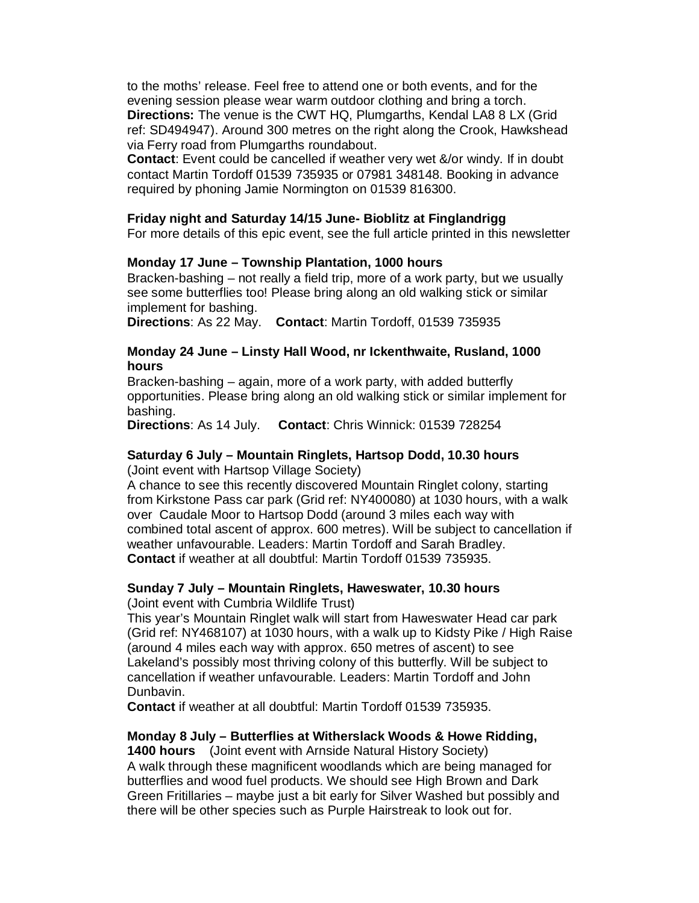to the moths' release. Feel free to attend one or both events, and for the evening session please wear warm outdoor clothing and bring a torch.
**Directions:** The venue is the CWT HQ, Plumgarths, Kendal LA8 8 LX (Grid ref: SD494947). Around 300 metres on the right along the Crook, Hawkshead via Ferry road from Plumgarths roundabout.
**Contact**: Event could be cancelled if weather very wet &/or windy. If in doubt contact Martin Tordoff 01539 735935 or 07981 348148. Booking in advance required by phoning Jamie Normington on 01539 816300.

**Friday night and Saturday 14/15 June- Bioblitz at Finglandrigg**
For more details of this epic event, see the full article printed in this newsletter

**Monday 17 June – Township Plantation, 1000 hours**
Bracken-bashing – not really a field trip, more of a work party, but we usually see some butterflies too! Please bring along an old walking stick or similar implement for bashing.
**Directions**: As 22 May. **Contact**: Martin Tordoff, 01539 735935

**Monday 24 June – Linsty Hall Wood, nr Ickenthwaite, Rusland, 1000 hours**
Bracken-bashing – again, more of a work party, with added butterfly opportunities. Please bring along an old walking stick or similar implement for bashing.
**Directions**: As 14 July. **Contact**: Chris Winnick: 01539 728254

**Saturday 6 July – Mountain Ringlets, Hartsop Dodd, 10.30 hours**
(Joint event with Hartsop Village Society)
A chance to see this recently discovered Mountain Ringlet colony, starting from Kirkstone Pass car park (Grid ref: NY400080) at 1030 hours, with a walk over Caudale Moor to Hartsop Dodd (around 3 miles each way with combined total ascent of approx. 600 metres). Will be subject to cancellation if weather unfavourable. Leaders: Martin Tordoff and Sarah Bradley.
**Contact** if weather at all doubtful: Martin Tordoff 01539 735935.

**Sunday 7 July – Mountain Ringlets, Haweswater, 10.30 hours**
(Joint event with Cumbria Wildlife Trust)
This year's Mountain Ringlet walk will start from Haweswater Head car park (Grid ref: NY468107) at 1030 hours, with a walk up to Kidsty Pike / High Raise (around 4 miles each way with approx. 650 metres of ascent) to see Lakeland's possibly most thriving colony of this butterfly. Will be subject to cancellation if weather unfavourable. Leaders: Martin Tordoff and John Dunbavin.
**Contact** if weather at all doubtful: Martin Tordoff 01539 735935.

**Monday 8 July – Butterflies at Witherslack Woods & Howe Ridding, 1400 hours** (Joint event with Arnside Natural History Society)
A walk through these magnificent woodlands which are being managed for butterflies and wood fuel products. We should see High Brown and Dark Green Fritillaries – maybe just a bit early for Silver Washed but possibly and there will be other species such as Purple Hairstreak to look out for.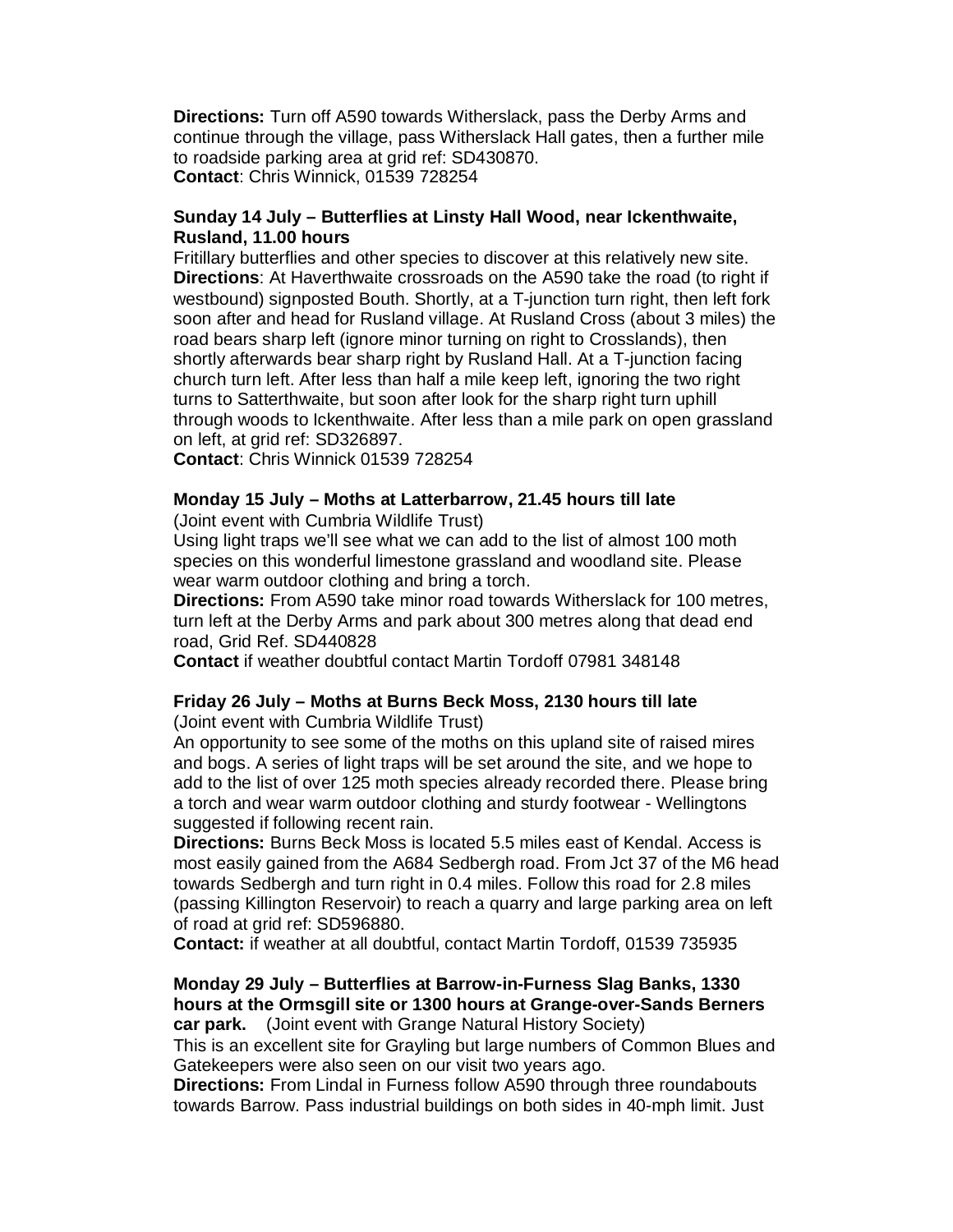**Directions:** Turn off A590 towards Witherslack, pass the Derby Arms and continue through the village, pass Witherslack Hall gates, then a further mile to roadside parking area at grid ref: SD430870.
**Contact**: Chris Winnick, 01539 728254

**Sunday 14 July – Butterflies at Linsty Hall Wood, near Ickenthwaite, Rusland, 11.00 hours**

Fritillary butterflies and other species to discover at this relatively new site.
**Directions**: At Haverthwaite crossroads on the A590 take the road (to right if westbound) signposted Bouth. Shortly, at a T-junction turn right, then left fork soon after and head for Rusland village. At Rusland Cross (about 3 miles) the road bears sharp left (ignore minor turning on right to Crosslands), then shortly afterwards bear sharp right by Rusland Hall. At a T-junction facing church turn left. After less than half a mile keep left, ignoring the two right turns to Satterthwaite, but soon after look for the sharp right turn uphill through woods to Ickenthwaite. After less than a mile park on open grassland on left, at grid ref: SD326897.
**Contact**: Chris Winnick 01539 728254

**Monday 15 July – Moths at Latterbarrow, 21.45 hours till late**

(Joint event with Cumbria Wildlife Trust)
Using light traps we'll see what we can add to the list of almost 100 moth species on this wonderful limestone grassland and woodland site. Please wear warm outdoor clothing and bring a torch.
**Directions:** From A590 take minor road towards Witherslack for 100 metres, turn left at the Derby Arms and park about 300 metres along that dead end road, Grid Ref. SD440828
**Contact** if weather doubtful contact Martin Tordoff 07981 348148

**Friday 26 July – Moths at Burns Beck Moss, 2130 hours till late**

(Joint event with Cumbria Wildlife Trust)
An opportunity to see some of the moths on this upland site of raised mires and bogs. A series of light traps will be set around the site, and we hope to add to the list of over 125 moth species already recorded there. Please bring a torch and wear warm outdoor clothing and sturdy footwear - Wellingtons suggested if following recent rain.
**Directions:** Burns Beck Moss is located 5.5 miles east of Kendal. Access is most easily gained from the A684 Sedbergh road. From Jct 37 of the M6 head towards Sedbergh and turn right in 0.4 miles. Follow this road for 2.8 miles (passing Killington Reservoir) to reach a quarry and large parking area on left of road at grid ref: SD596880.
**Contact:** if weather at all doubtful, contact Martin Tordoff, 01539 735935

**Monday 29 July – Butterflies at Barrow-in-Furness Slag Banks, 1330 hours at the Ormsgill site or 1300 hours at Grange-over-Sands Berners car park.** (Joint event with Grange Natural History Society)
This is an excellent site for Grayling but large numbers of Common Blues and Gatekeepers were also seen on our visit two years ago.
**Directions:** From Lindal in Furness follow A590 through three roundabouts towards Barrow. Pass industrial buildings on both sides in 40-mph limit. Just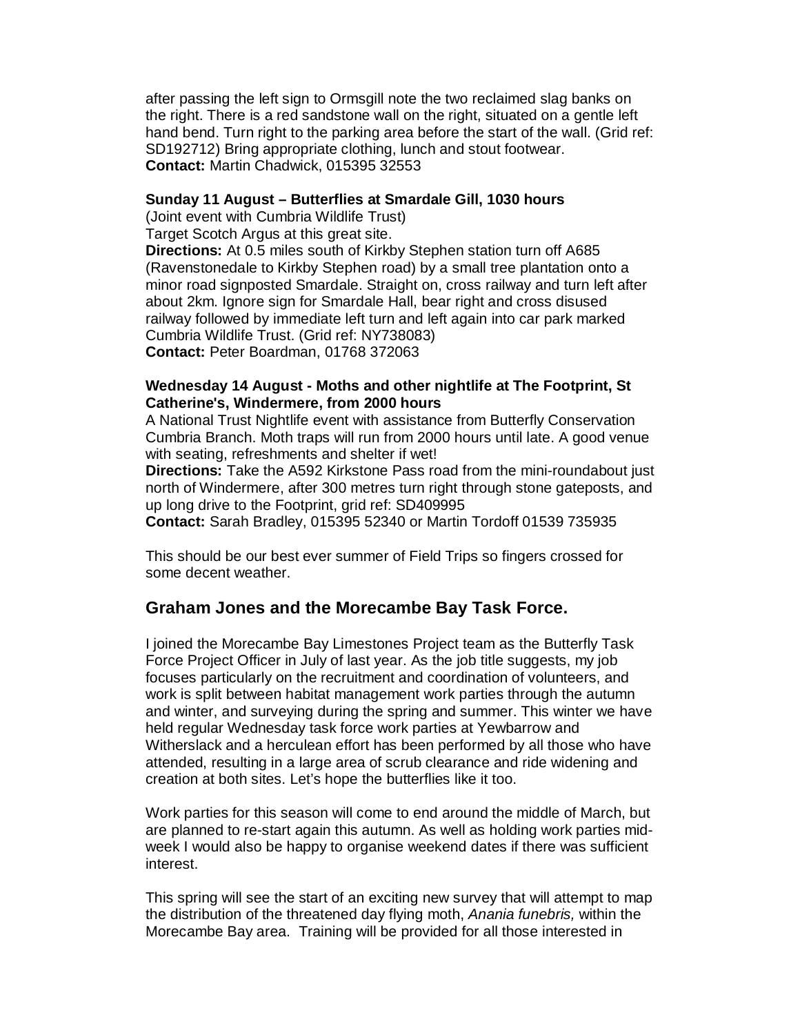after passing the left sign to Ormsgill note the two reclaimed slag banks on the right. There is a red sandstone wall on the right, situated on a gentle left hand bend. Turn right to the parking area before the start of the wall. (Grid ref: SD192712) Bring appropriate clothing, lunch and stout footwear.
**Contact:** Martin Chadwick, 015395 32553

**Sunday 11 August – Butterflies at Smardale Gill, 1030 hours**
(Joint event with Cumbria Wildlife Trust)
Target Scotch Argus at this great site.
**Directions:** At 0.5 miles south of Kirkby Stephen station turn off A685 (Ravenstonedale to Kirkby Stephen road) by a small tree plantation onto a minor road signposted Smardale. Straight on, cross railway and turn left after about 2km. Ignore sign for Smardale Hall, bear right and cross disused railway followed by immediate left turn and left again into car park marked Cumbria Wildlife Trust. (Grid ref: NY738083)
**Contact:** Peter Boardman, 01768 372063

**Wednesday 14 August - Moths and other nightlife at The Footprint, St Catherine's, Windermere, from 2000 hours**
A National Trust Nightlife event with assistance from Butterfly Conservation Cumbria Branch. Moth traps will run from 2000 hours until late. A good venue with seating, refreshments and shelter if wet!
**Directions:** Take the A592 Kirkstone Pass road from the mini-roundabout just north of Windermere, after 300 metres turn right through stone gateposts, and up long drive to the Footprint, grid ref: SD409995
**Contact:** Sarah Bradley, 015395 52340 or Martin Tordoff 01539 735935

This should be our best ever summer of Field Trips so fingers crossed for some decent weather.

## Graham Jones and the Morecambe Bay Task Force.

I joined the Morecambe Bay Limestones Project team as the Butterfly Task Force Project Officer in July of last year. As the job title suggests, my job focuses particularly on the recruitment and coordination of volunteers, and work is split between habitat management work parties through the autumn and winter, and surveying during the spring and summer. This winter we have held regular Wednesday task force work parties at Yewbarrow and Witherslack and a herculean effort has been performed by all those who have attended, resulting in a large area of scrub clearance and ride widening and creation at both sites. Let's hope the butterflies like it too.

Work parties for this season will come to end around the middle of March, but are planned to re-start again this autumn. As well as holding work parties mid-week I would also be happy to organise weekend dates if there was sufficient interest.

This spring will see the start of an exciting new survey that will attempt to map the distribution of the threatened day flying moth, *Anania funebris,* within the Morecambe Bay area. Training will be provided for all those interested in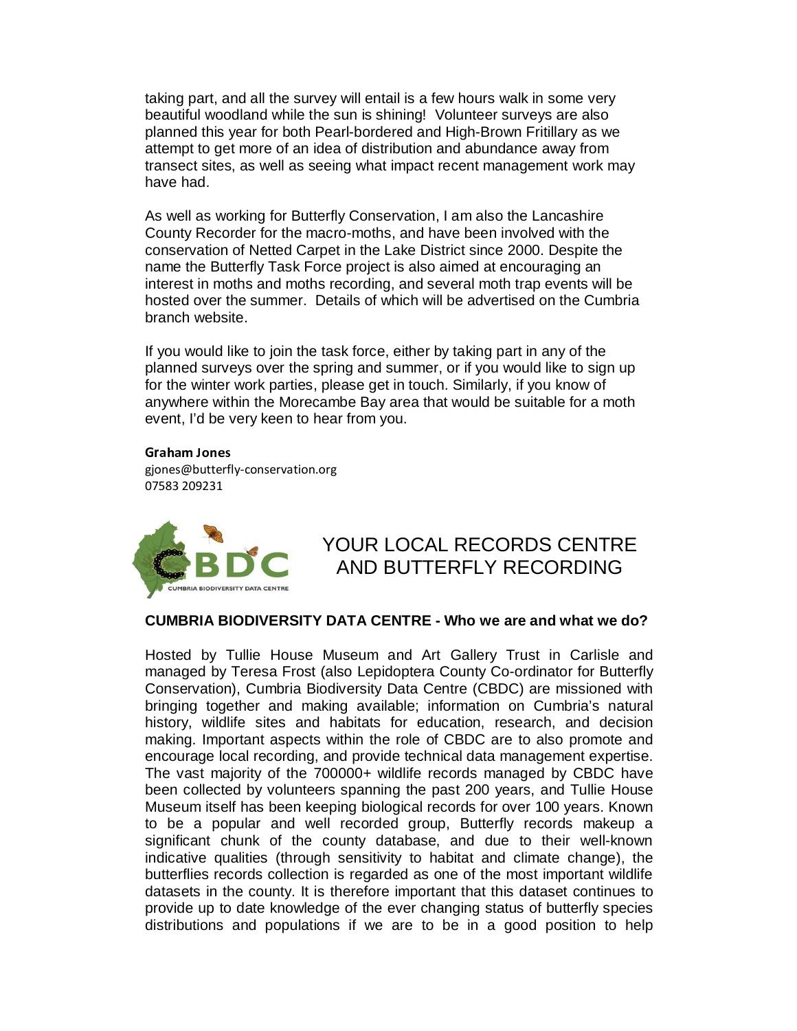taking part, and all the survey will entail is a few hours walk in some very beautiful woodland while the sun is shining! Volunteer surveys are also planned this year for both Pearl-bordered and High-Brown Fritillary as we attempt to get more of an idea of distribution and abundance away from transect sites, as well as seeing what impact recent management work may have had.

As well as working for Butterfly Conservation, I am also the Lancashire County Recorder for the macro-moths, and have been involved with the conservation of Netted Carpet in the Lake District since 2000. Despite the name the Butterfly Task Force project is also aimed at encouraging an interest in moths and moths recording, and several moth trap events will be hosted over the summer. Details of which will be advertised on the Cumbria branch website.

If you would like to join the task force, either by taking part in any of the planned surveys over the spring and summer, or if you would like to sign up for the winter work parties, please get in touch. Similarly, if you know of anywhere within the Morecambe Bay area that would be suitable for a moth event, I'd be very keen to hear from you.

**Graham Jones**
gjones@butterfly-conservation.org
07583 209231

## YOUR LOCAL RECORDS CENTRE AND BUTTERFLY RECORDING

**CUMBRIA BIODIVERSITY DATA CENTRE - Who we are and what we do?**

Hosted by Tullie House Museum and Art Gallery Trust in Carlisle and managed by Teresa Frost (also Lepidoptera County Co-ordinator for Butterfly Conservation), Cumbria Biodiversity Data Centre (CBDC) are missioned with bringing together and making available; information on Cumbria's natural history, wildlife sites and habitats for education, research, and decision making. Important aspects within the role of CBDC are to also promote and encourage local recording, and provide technical data management expertise. The vast majority of the 700000+ wildlife records managed by CBDC have been collected by volunteers spanning the past 200 years, and Tullie House Museum itself has been keeping biological records for over 100 years. Known to be a popular and well recorded group, Butterfly records makeup a significant chunk of the county database, and due to their well-known indicative qualities (through sensitivity to habitat and climate change), the butterflies records collection is regarded as one of the most important wildlife datasets in the county. It is therefore important that this dataset continues to provide up to date knowledge of the ever changing status of butterfly species distributions and populations if we are to be in a good position to help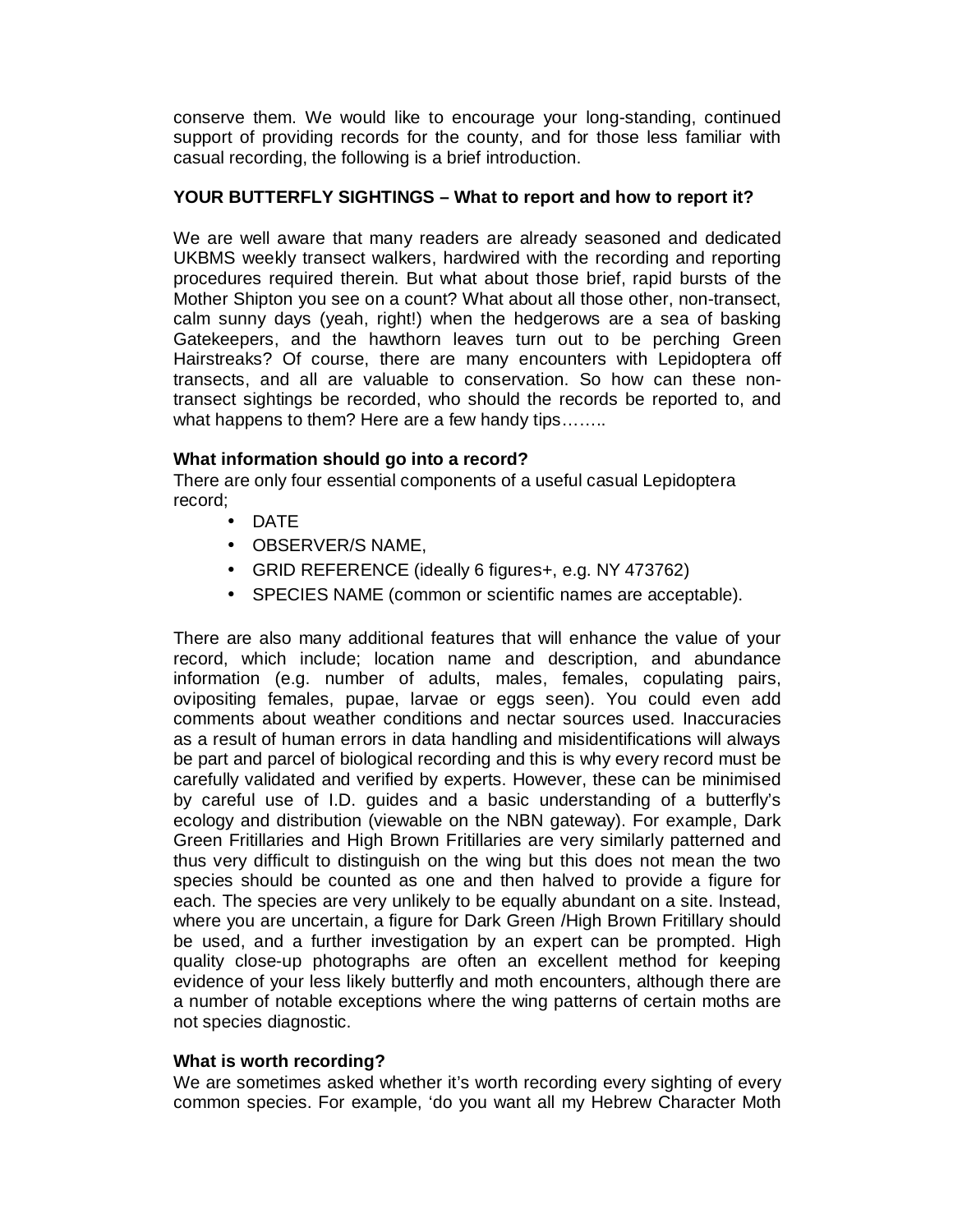conserve them. We would like to encourage your long-standing, continued support of providing records for the county, and for those less familiar with casual recording, the following is a brief introduction.

**YOUR BUTTERFLY SIGHTINGS – What to report and how to report it?**

We are well aware that many readers are already seasoned and dedicated UKBMS weekly transect walkers, hardwired with the recording and reporting procedures required therein. But what about those brief, rapid bursts of the Mother Shipton you see on a count? What about all those other, non-transect, calm sunny days (yeah, right!) when the hedgerows are a sea of basking Gatekeepers, and the hawthorn leaves turn out to be perching Green Hairstreaks? Of course, there are many encounters with Lepidoptera off transects, and all are valuable to conservation. So how can these non-transect sightings be recorded, who should the records be reported to, and what happens to them? Here are a few handy tips……..

**What information should go into a record?**

There are only four essential components of a useful casual Lepidoptera record;

- DATE
- OBSERVER/S NAME,
- GRID REFERENCE (ideally 6 figures+, e.g. NY 473762)
- SPECIES NAME (common or scientific names are acceptable).

There are also many additional features that will enhance the value of your record, which include; location name and description, and abundance information (e.g. number of adults, males, females, copulating pairs, ovipositing females, pupae, larvae or eggs seen). You could even add comments about weather conditions and nectar sources used. Inaccuracies as a result of human errors in data handling and misidentifications will always be part and parcel of biological recording and this is why every record must be carefully validated and verified by experts. However, these can be minimised by careful use of I.D. guides and a basic understanding of a butterfly's ecology and distribution (viewable on the NBN gateway). For example, Dark Green Fritillaries and High Brown Fritillaries are very similarly patterned and thus very difficult to distinguish on the wing but this does not mean the two species should be counted as one and then halved to provide a figure for each. The species are very unlikely to be equally abundant on a site. Instead, where you are uncertain, a figure for Dark Green /High Brown Fritillary should be used, and a further investigation by an expert can be prompted. High quality close-up photographs are often an excellent method for keeping evidence of your less likely butterfly and moth encounters, although there are a number of notable exceptions where the wing patterns of certain moths are not species diagnostic.

**What is worth recording?**

We are sometimes asked whether it's worth recording every sighting of every common species. For example, 'do you want all my Hebrew Character Moth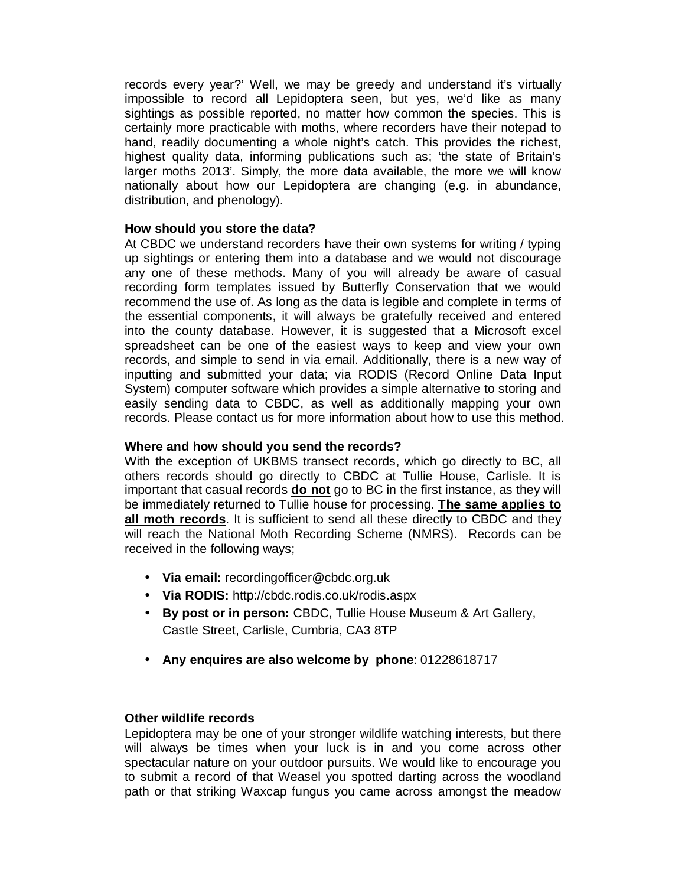records every year?' Well, we may be greedy and understand it's virtually impossible to record all Lepidoptera seen, but yes, we'd like as many sightings as possible reported, no matter how common the species. This is certainly more practicable with moths, where recorders have their notepad to hand, readily documenting a whole night's catch. This provides the richest, highest quality data, informing publications such as; 'the state of Britain's larger moths 2013'. Simply, the more data available, the more we will know nationally about how our Lepidoptera are changing (e.g. in abundance, distribution, and phenology).

**How should you store the data?**

At CBDC we understand recorders have their own systems for writing / typing up sightings or entering them into a database and we would not discourage any one of these methods. Many of you will already be aware of casual recording form templates issued by Butterfly Conservation that we would recommend the use of. As long as the data is legible and complete in terms of the essential components, it will always be gratefully received and entered into the county database. However, it is suggested that a Microsoft excel spreadsheet can be one of the easiest ways to keep and view your own records, and simple to send in via email. Additionally, there is a new way of inputting and submitted your data; via RODIS (Record Online Data Input System) computer software which provides a simple alternative to storing and easily sending data to CBDC, as well as additionally mapping your own records. Please contact us for more information about how to use this method.

**Where and how should you send the records?**

With the exception of UKBMS transect records, which go directly to BC, all others records should go directly to CBDC at Tullie House, Carlisle. It is important that casual records **do not** go to BC in the first instance, as they will be immediately returned to Tullie house for processing. **The same applies to all moth records**. It is sufficient to send all these directly to CBDC and they will reach the National Moth Recording Scheme (NMRS). Records can be received in the following ways;

- **Via email:** recordingofficer@cbdc.org.uk
- **Via RODIS:** http://cbdc.rodis.co.uk/rodis.aspx
- **By post or in person:** CBDC, Tullie House Museum & Art Gallery, Castle Street, Carlisle, Cumbria, CA3 8TP
- **Any enquires are also welcome by phone**: 01228618717

**Other wildlife records**

Lepidoptera may be one of your stronger wildlife watching interests, but there will always be times when your luck is in and you come across other spectacular nature on your outdoor pursuits. We would like to encourage you to submit a record of that Weasel you spotted darting across the woodland path or that striking Waxcap fungus you came across amongst the meadow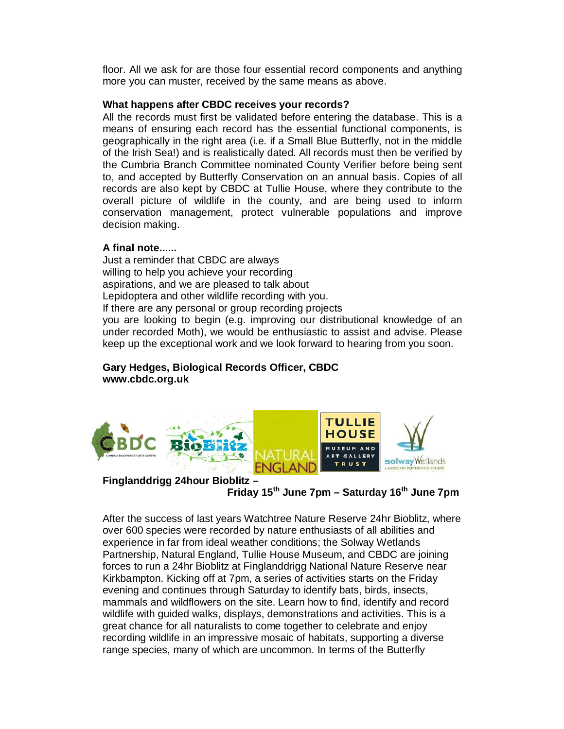floor. All we ask for are those four essential record components and anything more you can muster, received by the same means as above.

**What happens after CBDC receives your records?**

All the records must first be validated before entering the database. This is a means of ensuring each record has the essential functional components, is geographically in the right area (i.e. if a Small Blue Butterfly, not in the middle of the Irish Sea!) and is realistically dated. All records must then be verified by the Cumbria Branch Committee nominated County Verifier before being sent to, and accepted by Butterfly Conservation on an annual basis. Copies of all records are also kept by CBDC at Tullie House, where they contribute to the overall picture of wildlife in the county, and are being used to inform conservation management, protect vulnerable populations and improve decision making.

**A final note......**

Just a reminder that CBDC are always willing to help you achieve your recording aspirations, and we are pleased to talk about Lepidoptera and other wildlife recording with you. If there are any personal or group recording projects you are looking to begin (e.g. improving our distributional knowledge of an under recorded Moth), we would be enthusiastic to assist and advise. Please keep up the exceptional work and we look forward to hearing from you soon.

**Gary Hedges, Biological Records Officer, CBDC**
**www.cbdc.org.uk**

**Finglanddrigg 24hour Bioblitz – Friday 15th June 7pm – Saturday 16th June 7pm**

After the success of last years Watchtree Nature Reserve 24hr Bioblitz, where over 600 species were recorded by nature enthusiasts of all abilities and experience in far from ideal weather conditions; the Solway Wetlands Partnership, Natural England, Tullie House Museum, and CBDC are joining forces to run a 24hr Bioblitz at Finglanddrigg National Nature Reserve near Kirkbampton. Kicking off at 7pm, a series of activities starts on the Friday evening and continues through Saturday to identify bats, birds, insects, mammals and wildflowers on the site. Learn how to find, identify and record wildlife with guided walks, displays, demonstrations and activities. This is a great chance for all naturalists to come together to celebrate and enjoy recording wildlife in an impressive mosaic of habitats, supporting a diverse range species, many of which are uncommon. In terms of the Butterfly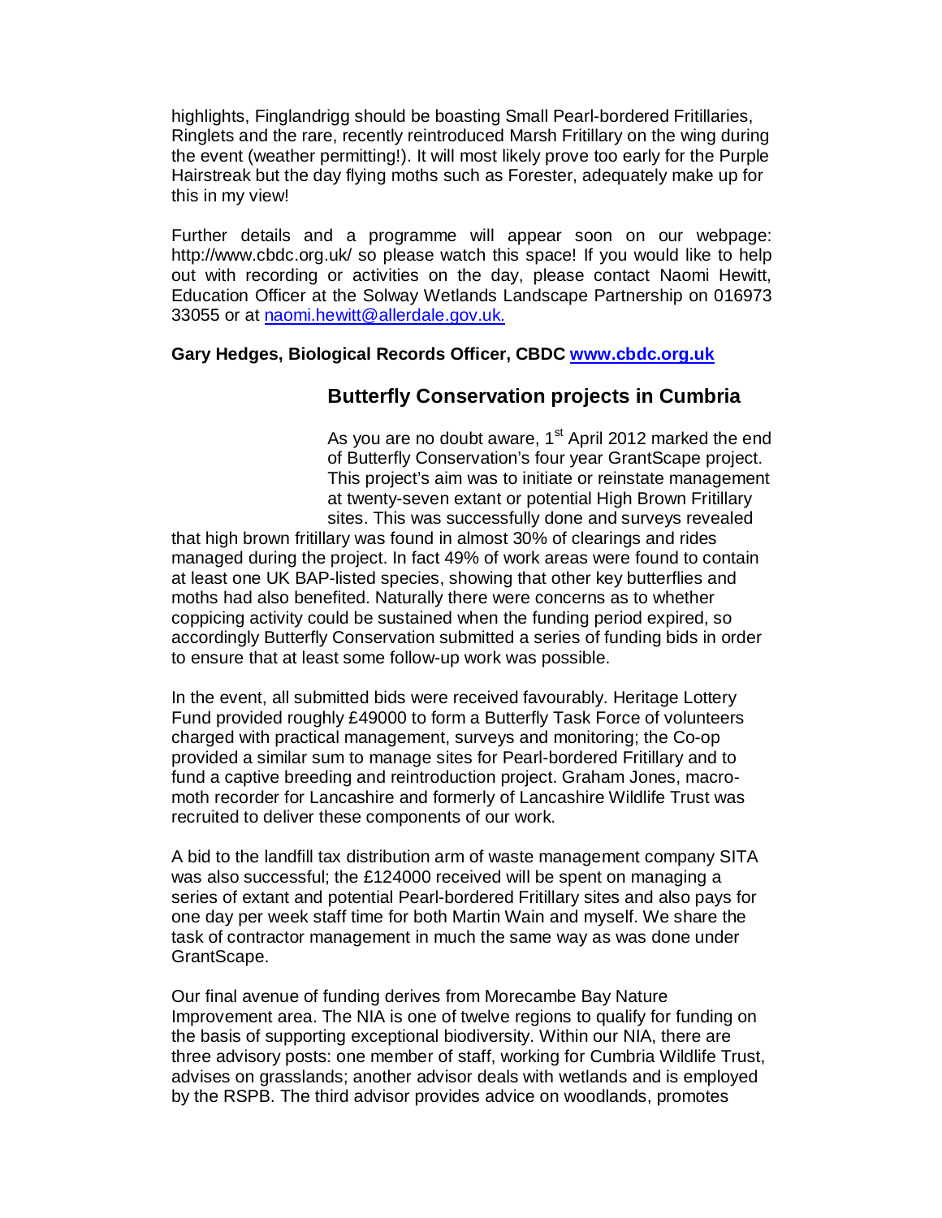highlights, Finglandrigg should be boasting Small Pearl-bordered Fritillaries, Ringlets and the rare, recently reintroduced Marsh Fritillary on the wing during the event (weather permitting!). It will most likely prove too early for the Purple Hairstreak but the day flying moths such as Forester, adequately make up for this in my view!

Further details and a programme will appear soon on our webpage: http://www.cbdc.org.uk/ so please watch this space! If you would like to help out with recording or activities on the day, please contact Naomi Hewitt, Education Officer at the Solway Wetlands Landscape Partnership on 016973 33055 or at naomi.hewitt@allerdale.gov.uk.

**Gary Hedges, Biological Records Officer, CBDC www.cbdc.org.uk**

## Butterfly Conservation projects in Cumbria

As you are no doubt aware, 1st April 2012 marked the end of Butterfly Conservation's four year GrantScape project. This project's aim was to initiate or reinstate management at twenty-seven extant or potential High Brown Fritillary sites. This was successfully done and surveys revealed that high brown fritillary was found in almost 30% of clearings and rides managed during the project. In fact 49% of work areas were found to contain at least one UK BAP-listed species, showing that other key butterflies and moths had also benefited. Naturally there were concerns as to whether coppicing activity could be sustained when the funding period expired, so accordingly Butterfly Conservation submitted a series of funding bids in order to ensure that at least some follow-up work was possible.

In the event, all submitted bids were received favourably. Heritage Lottery Fund provided roughly £49000 to form a Butterfly Task Force of volunteers charged with practical management, surveys and monitoring; the Co-op provided a similar sum to manage sites for Pearl-bordered Fritillary and to fund a captive breeding and reintroduction project. Graham Jones, macro-moth recorder for Lancashire and formerly of Lancashire Wildlife Trust was recruited to deliver these components of our work.

A bid to the landfill tax distribution arm of waste management company SITA was also successful; the £124000 received will be spent on managing a series of extant and potential Pearl-bordered Fritillary sites and also pays for one day per week staff time for both Martin Wain and myself. We share the task of contractor management in much the same way as was done under GrantScape.

Our final avenue of funding derives from Morecambe Bay Nature Improvement area. The NIA is one of twelve regions to qualify for funding on the basis of supporting exceptional biodiversity. Within our NIA, there are three advisory posts: one member of staff, working for Cumbria Wildlife Trust, advises on grasslands; another advisor deals with wetlands and is employed by the RSPB. The third advisor provides advice on woodlands, promotes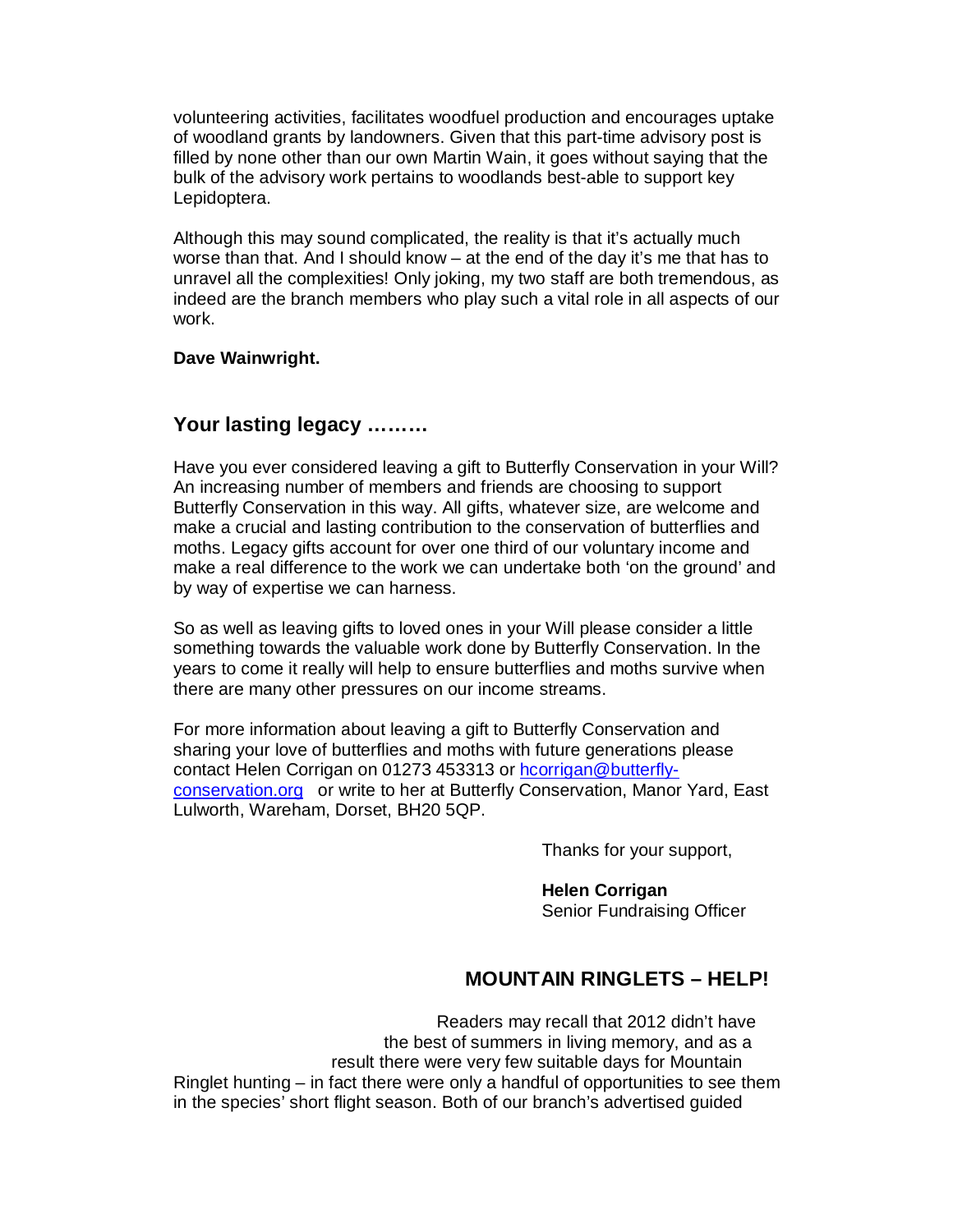volunteering activities, facilitates woodfuel production and encourages uptake of woodland grants by landowners. Given that this part-time advisory post is filled by none other than our own Martin Wain, it goes without saying that the bulk of the advisory work pertains to woodlands best-able to support key Lepidoptera.

Although this may sound complicated, the reality is that it's actually much worse than that. And I should know – at the end of the day it's me that has to unravel all the complexities! Only joking, my two staff are both tremendous, as indeed are the branch members who play such a vital role in all aspects of our work.

**Dave Wainwright.**

## Your lasting legacy .........

Have you ever considered leaving a gift to Butterfly Conservation in your Will? An increasing number of members and friends are choosing to support Butterfly Conservation in this way. All gifts, whatever size, are welcome and make a crucial and lasting contribution to the conservation of butterflies and moths. Legacy gifts account for over one third of our voluntary income and make a real difference to the work we can undertake both 'on the ground' and by way of expertise we can harness.

So as well as leaving gifts to loved ones in your Will please consider a little something towards the valuable work done by Butterfly Conservation. In the years to come it really will help to ensure butterflies and moths survive when there are many other pressures on our income streams.

For more information about leaving a gift to Butterfly Conservation and sharing your love of butterflies and moths with future generations please contact Helen Corrigan on 01273 453313 or hcorrigan@butterfly-conservation.org or write to her at Butterfly Conservation, Manor Yard, East Lulworth, Wareham, Dorset, BH20 5QP.

Thanks for your support,

**Helen Corrigan**
Senior Fundraising Officer

## MOUNTAIN RINGLETS – HELP!

Readers may recall that 2012 didn't have the best of summers in living memory, and as a result there were very few suitable days for Mountain Ringlet hunting – in fact there were only a handful of opportunities to see them in the species' short flight season. Both of our branch's advertised guided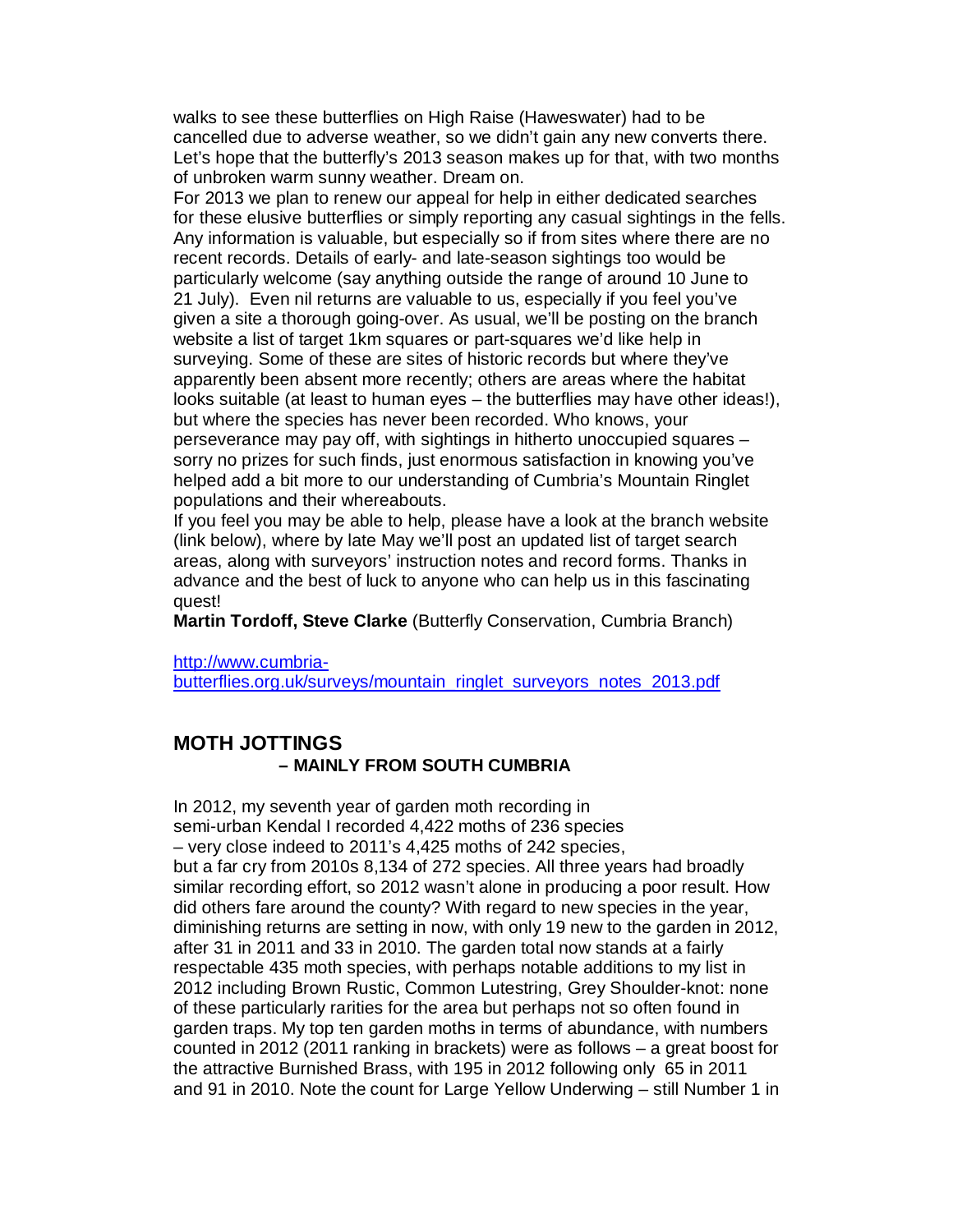walks to see these butterflies on High Raise (Haweswater) had to be cancelled due to adverse weather, so we didn't gain any new converts there. Let's hope that the butterfly's 2013 season makes up for that, with two months of unbroken warm sunny weather. Dream on.

For 2013 we plan to renew our appeal for help in either dedicated searches for these elusive butterflies or simply reporting any casual sightings in the fells. Any information is valuable, but especially so if from sites where there are no recent records. Details of early- and late-season sightings too would be particularly welcome (say anything outside the range of around 10 June to 21 July). Even nil returns are valuable to us, especially if you feel you've given a site a thorough going-over. As usual, we'll be posting on the branch website a list of target 1km squares or part-squares we'd like help in surveying. Some of these are sites of historic records but where they've apparently been absent more recently; others are areas where the habitat looks suitable (at least to human eyes – the butterflies may have other ideas!), but where the species has never been recorded. Who knows, your perseverance may pay off, with sightings in hitherto unoccupied squares – sorry no prizes for such finds, just enormous satisfaction in knowing you've helped add a bit more to our understanding of Cumbria's Mountain Ringlet populations and their whereabouts.

If you feel you may be able to help, please have a look at the branch website (link below), where by late May we'll post an updated list of target search areas, along with surveyors' instruction notes and record forms. Thanks in advance and the best of luck to anyone who can help us in this fascinating quest!

**Martin Tordoff, Steve Clarke** (Butterfly Conservation, Cumbria Branch)

http://www.cumbria-butterflies.org.uk/surveys/mountain_ringlet_surveyors_notes_2013.pdf

## MOTH JOTTINGS
### – MAINLY FROM SOUTH CUMBRIA

In 2012, my seventh year of garden moth recording in semi-urban Kendal I recorded 4,422 moths of 236 species – very close indeed to 2011's 4,425 moths of 242 species, but a far cry from 2010s 8,134 of 272 species. All three years had broadly similar recording effort, so 2012 wasn't alone in producing a poor result. How did others fare around the county? With regard to new species in the year, diminishing returns are setting in now, with only 19 new to the garden in 2012, after 31 in 2011 and 33 in 2010. The garden total now stands at a fairly respectable 435 moth species, with perhaps notable additions to my list in 2012 including Brown Rustic, Common Lutestring, Grey Shoulder-knot: none of these particularly rarities for the area but perhaps not so often found in garden traps. My top ten garden moths in terms of abundance, with numbers counted in 2012 (2011 ranking in brackets) were as follows – a great boost for the attractive Burnished Brass, with 195 in 2012 following only 65 in 2011 and 91 in 2010. Note the count for Large Yellow Underwing – still Number 1 in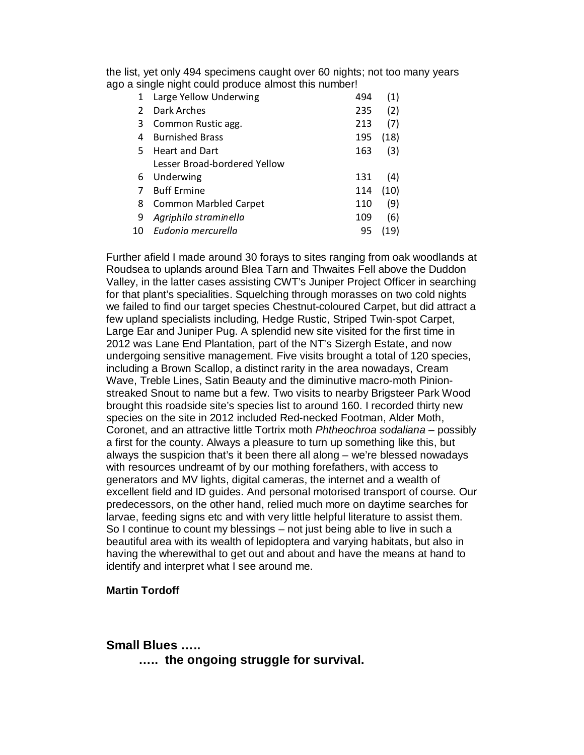the list, yet only 494 specimens caught over 60 nights; not too many years ago a single night could produce almost this number!

| | | | |
|---|---|---|---|
| 1 | Large Yellow Underwing | 494 | (1) |
| 2 | Dark Arches | 235 | (2) |
| 3 | Common Rustic agg. | 213 | (7) |
| 4 | Burnished Brass | 195 | (18) |
| 5 | Heart and Dart | 163 | (3) |
| 6 | Lesser Broad-bordered Yellow Underwing | 131 | (4) |
| 7 | Buff Ermine | 114 | (10) |
| 8 | Common Marbled Carpet | 110 | (9) |
| 9 | *Agriphila straminella* | 109 | (6) |
| 10 | *Eudonia mercurella* | 95 | (19) |

Further afield I made around 30 forays to sites ranging from oak woodlands at Roudsea to uplands around Blea Tarn and Thwaites Fell above the Duddon Valley, in the latter cases assisting CWT's Juniper Project Officer in searching for that plant's specialities. Squelching through morasses on two cold nights we failed to find our target species Chestnut-coloured Carpet, but did attract a few upland specialists including, Hedge Rustic, Striped Twin-spot Carpet, Large Ear and Juniper Pug. A splendid new site visited for the first time in 2012 was Lane End Plantation, part of the NT's Sizergh Estate, and now undergoing sensitive management. Five visits brought a total of 120 species, including a Brown Scallop, a distinct rarity in the area nowadays, Cream Wave, Treble Lines, Satin Beauty and the diminutive macro-moth Pinion-streaked Snout to name but a few. Two visits to nearby Brigsteer Park Wood brought this roadside site's species list to around 160. I recorded thirty new species on the site in 2012 included Red-necked Footman, Alder Moth, Coronet, and an attractive little Tortrix moth *Phtheochroa sodaliana* – possibly a first for the county. Always a pleasure to turn up something like this, but always the suspicion that's it been there all along – we're blessed nowadays with resources undreamt of by our mothing forefathers, with access to generators and MV lights, digital cameras, the internet and a wealth of excellent field and ID guides. And personal motorised transport of course. Our predecessors, on the other hand, relied much more on daytime searches for larvae, feeding signs etc and with very little helpful literature to assist them. So I continue to count my blessings – not just being able to live in such a beautiful area with its wealth of lepidoptera and varying habitats, but also in having the wherewithal to get out and about and have the means at hand to identify and interpret what I see around me.

**Martin Tordoff**

## Small Blues …..
## ….. the ongoing struggle for survival.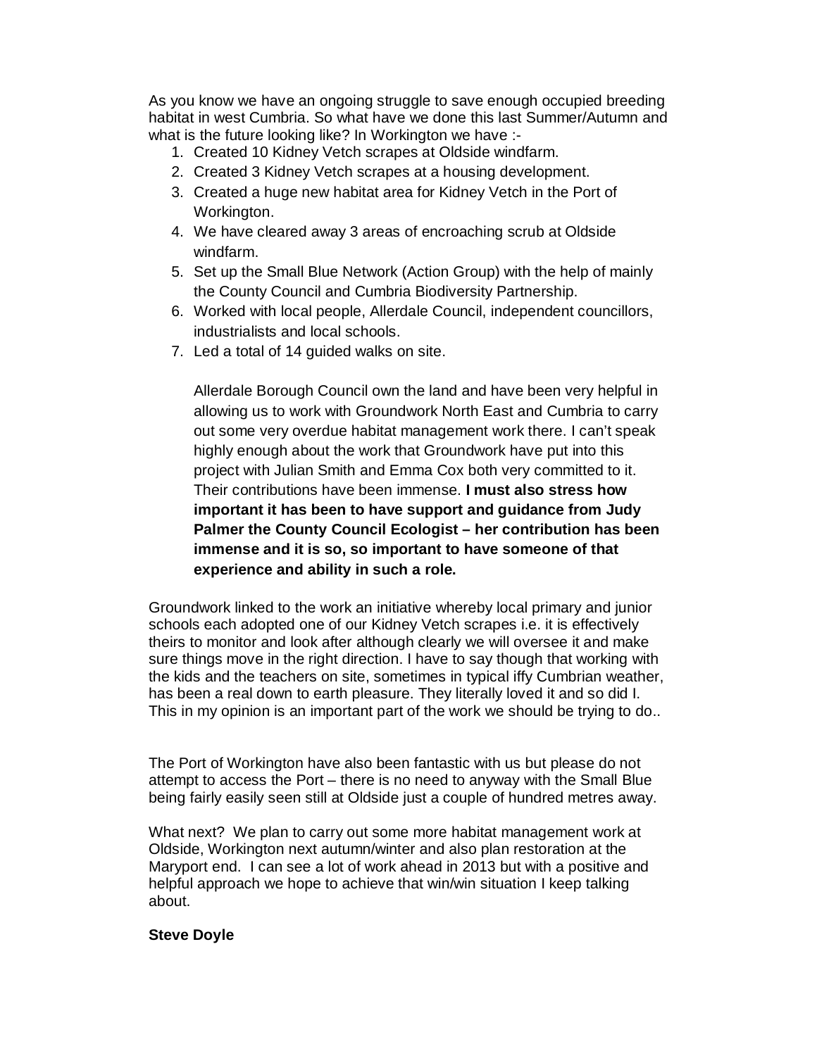As you know we have an ongoing struggle to save enough occupied breeding habitat in west Cumbria. So what have we done this last Summer/Autumn and what is the future looking like? In Workington we have :-

1. Created 10 Kidney Vetch scrapes at Oldside windfarm.
2. Created 3 Kidney Vetch scrapes at a housing development.
3. Created a huge new habitat area for Kidney Vetch in the Port of Workington.
4. We have cleared away 3 areas of encroaching scrub at Oldside windfarm.
5. Set up the Small Blue Network (Action Group) with the help of mainly the County Council and Cumbria Biodiversity Partnership.
6. Worked with local people, Allerdale Council, independent councillors, industrialists and local schools.
7. Led a total of 14 guided walks on site.

   Allerdale Borough Council own the land and have been very helpful in allowing us to work with Groundwork North East and Cumbria to carry out some very overdue habitat management work there. I can't speak highly enough about the work that Groundwork have put into this project with Julian Smith and Emma Cox both very committed to it. Their contributions have been immense. **I must also stress how important it has been to have support and guidance from Judy Palmer the County Council Ecologist – her contribution has been immense and it is so, so important to have someone of that experience and ability in such a role.**

Groundwork linked to the work an initiative whereby local primary and junior schools each adopted one of our Kidney Vetch scrapes i.e. it is effectively theirs to monitor and look after although clearly we will oversee it and make sure things move in the right direction. I have to say though that working with the kids and the teachers on site, sometimes in typical iffy Cumbrian weather, has been a real down to earth pleasure. They literally loved it and so did I. This in my opinion is an important part of the work we should be trying to do..

The Port of Workington have also been fantastic with us but please do not attempt to access the Port – there is no need to anyway with the Small Blue being fairly easily seen still at Oldside just a couple of hundred metres away.

What next? We plan to carry out some more habitat management work at Oldside, Workington next autumn/winter and also plan restoration at the Maryport end. I can see a lot of work ahead in 2013 but with a positive and helpful approach we hope to achieve that win/win situation I keep talking about.

**Steve Doyle**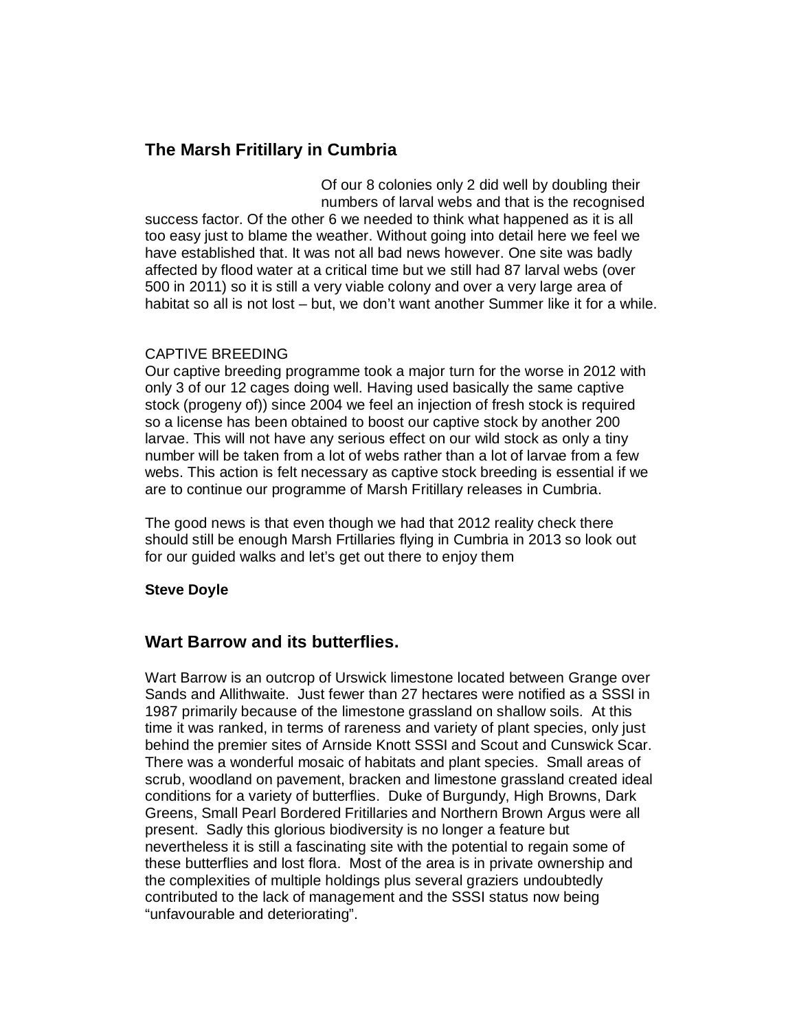## The Marsh Fritillary in Cumbria

Of our 8 colonies only 2 did well by doubling their numbers of larval webs and that is the recognised success factor. Of the other 6 we needed to think what happened as it is all too easy just to blame the weather. Without going into detail here we feel we have established that. It was not all bad news however. One site was badly affected by flood water at a critical time but we still had 87 larval webs (over 500 in 2011) so it is still a very viable colony and over a very large area of habitat so all is not lost – but, we don't want another Summer like it for a while.

CAPTIVE BREEDING

Our captive breeding programme took a major turn for the worse in 2012 with only 3 of our 12 cages doing well. Having used basically the same captive stock (progeny of)) since 2004 we feel an injection of fresh stock is required so a license has been obtained to boost our captive stock by another 200 larvae. This will not have any serious effect on our wild stock as only a tiny number will be taken from a lot of webs rather than a lot of larvae from a few webs. This action is felt necessary as captive stock breeding is essential if we are to continue our programme of Marsh Fritillary releases in Cumbria.

The good news is that even though we had that 2012 reality check there should still be enough Marsh Frtillaries flying in Cumbria in 2013 so look out for our guided walks and let's get out there to enjoy them

**Steve Doyle**

## Wart Barrow and its butterflies.

Wart Barrow is an outcrop of Urswick limestone located between Grange over Sands and Allithwaite. Just fewer than 27 hectares were notified as a SSSI in 1987 primarily because of the limestone grassland on shallow soils. At this time it was ranked, in terms of rareness and variety of plant species, only just behind the premier sites of Arnside Knott SSSI and Scout and Cunswick Scar. There was a wonderful mosaic of habitats and plant species. Small areas of scrub, woodland on pavement, bracken and limestone grassland created ideal conditions for a variety of butterflies. Duke of Burgundy, High Browns, Dark Greens, Small Pearl Bordered Fritillaries and Northern Brown Argus were all present. Sadly this glorious biodiversity is no longer a feature but nevertheless it is still a fascinating site with the potential to regain some of these butterflies and lost flora. Most of the area is in private ownership and the complexities of multiple holdings plus several graziers undoubtedly contributed to the lack of management and the SSSI status now being "unfavourable and deteriorating".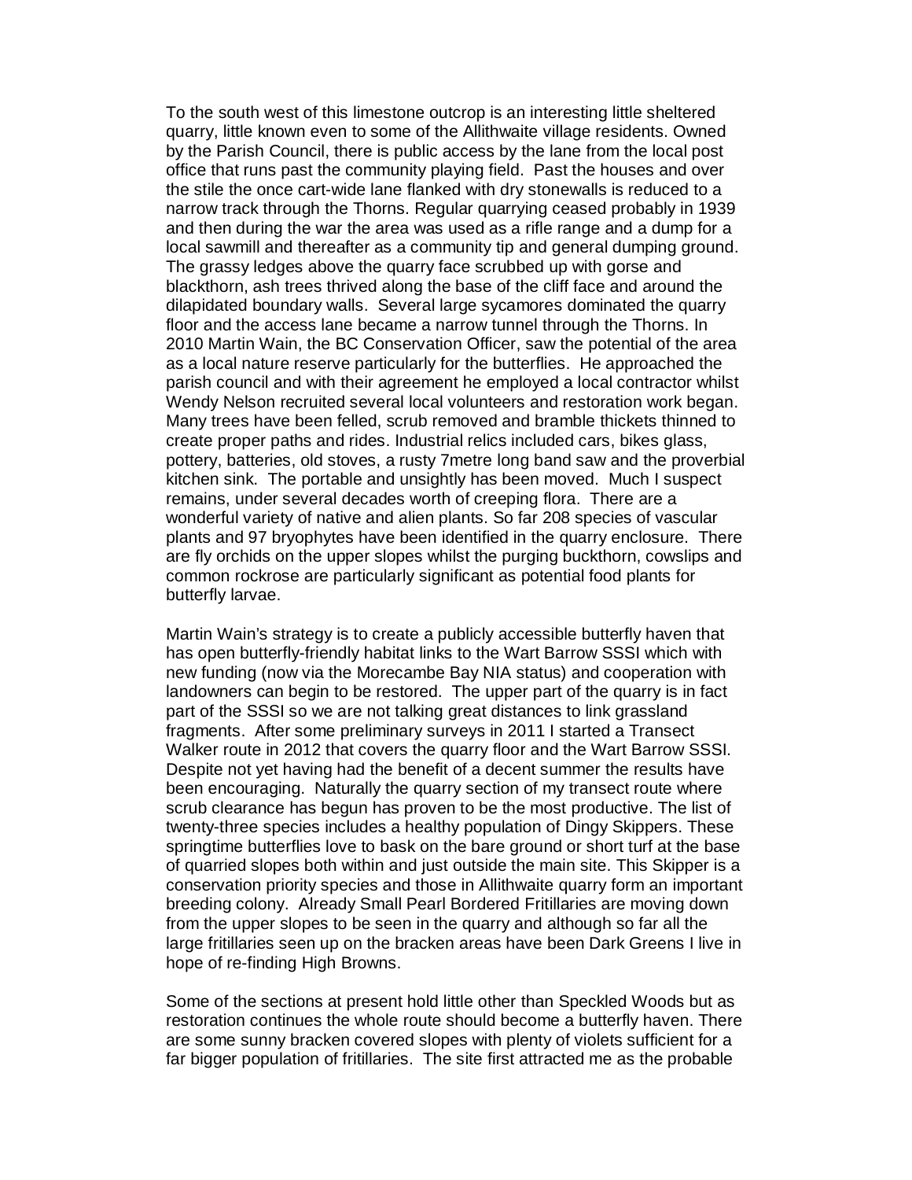To the south west of this limestone outcrop is an interesting little sheltered quarry, little known even to some of the Allithwaite village residents. Owned by the Parish Council, there is public access by the lane from the local post office that runs past the community playing field. Past the houses and over the stile the once cart-wide lane flanked with dry stonewalls is reduced to a narrow track through the Thorns. Regular quarrying ceased probably in 1939 and then during the war the area was used as a rifle range and a dump for a local sawmill and thereafter as a community tip and general dumping ground. The grassy ledges above the quarry face scrubbed up with gorse and blackthorn, ash trees thrived along the base of the cliff face and around the dilapidated boundary walls. Several large sycamores dominated the quarry floor and the access lane became a narrow tunnel through the Thorns. In 2010 Martin Wain, the BC Conservation Officer, saw the potential of the area as a local nature reserve particularly for the butterflies. He approached the parish council and with their agreement he employed a local contractor whilst Wendy Nelson recruited several local volunteers and restoration work began. Many trees have been felled, scrub removed and bramble thickets thinned to create proper paths and rides. Industrial relics included cars, bikes glass, pottery, batteries, old stoves, a rusty 7metre long band saw and the proverbial kitchen sink. The portable and unsightly has been moved. Much I suspect remains, under several decades worth of creeping flora. There are a wonderful variety of native and alien plants. So far 208 species of vascular plants and 97 bryophytes have been identified in the quarry enclosure. There are fly orchids on the upper slopes whilst the purging buckthorn, cowslips and common rockrose are particularly significant as potential food plants for butterfly larvae.

Martin Wain's strategy is to create a publicly accessible butterfly haven that has open butterfly-friendly habitat links to the Wart Barrow SSSI which with new funding (now via the Morecambe Bay NIA status) and cooperation with landowners can begin to be restored. The upper part of the quarry is in fact part of the SSSI so we are not talking great distances to link grassland fragments. After some preliminary surveys in 2011 I started a Transect Walker route in 2012 that covers the quarry floor and the Wart Barrow SSSI. Despite not yet having had the benefit of a decent summer the results have been encouraging. Naturally the quarry section of my transect route where scrub clearance has begun has proven to be the most productive. The list of twenty-three species includes a healthy population of Dingy Skippers. These springtime butterflies love to bask on the bare ground or short turf at the base of quarried slopes both within and just outside the main site. This Skipper is a conservation priority species and those in Allithwaite quarry form an important breeding colony. Already Small Pearl Bordered Fritillaries are moving down from the upper slopes to be seen in the quarry and although so far all the large fritillaries seen up on the bracken areas have been Dark Greens I live in hope of re-finding High Browns.

Some of the sections at present hold little other than Speckled Woods but as restoration continues the whole route should become a butterfly haven. There are some sunny bracken covered slopes with plenty of violets sufficient for a far bigger population of fritillaries. The site first attracted me as the probable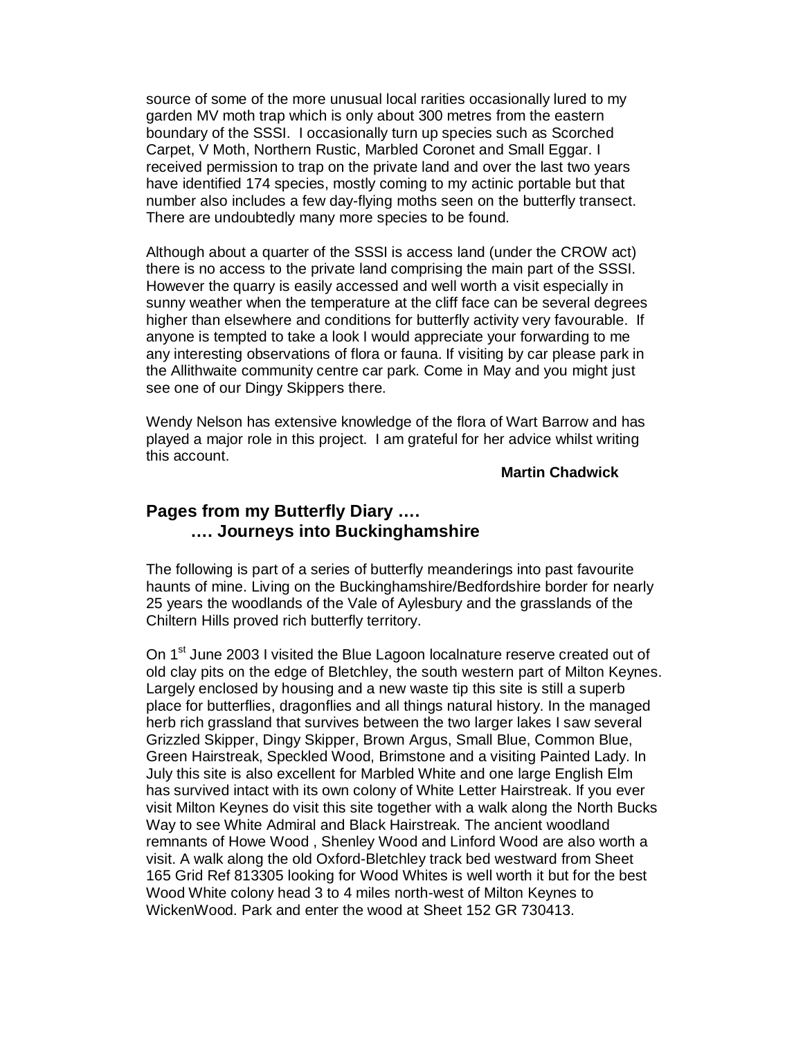source of some of the more unusual local rarities occasionally lured to my garden MV moth trap which is only about 300 metres from the eastern boundary of the SSSI. I occasionally turn up species such as Scorched Carpet, V Moth, Northern Rustic, Marbled Coronet and Small Eggar. I received permission to trap on the private land and over the last two years have identified 174 species, mostly coming to my actinic portable but that number also includes a few day-flying moths seen on the butterfly transect. There are undoubtedly many more species to be found.

Although about a quarter of the SSSI is access land (under the CROW act) there is no access to the private land comprising the main part of the SSSI. However the quarry is easily accessed and well worth a visit especially in sunny weather when the temperature at the cliff face can be several degrees higher than elsewhere and conditions for butterfly activity very favourable. If anyone is tempted to take a look I would appreciate your forwarding to me any interesting observations of flora or fauna. If visiting by car please park in the Allithwaite community centre car park. Come in May and you might just see one of our Dingy Skippers there.

Wendy Nelson has extensive knowledge of the flora of Wart Barrow and has played a major role in this project. I am grateful for her advice whilst writing this account.

**Martin Chadwick**

## Pages from my Butterfly Diary ….
## …. Journeys into Buckinghamshire

The following is part of a series of butterfly meanderings into past favourite haunts of mine. Living on the Buckinghamshire/Bedfordshire border for nearly 25 years the woodlands of the Vale of Aylesbury and the grasslands of the Chiltern Hills proved rich butterfly territory.

On 1st June 2003 I visited the Blue Lagoon localnature reserve created out of old clay pits on the edge of Bletchley, the south western part of Milton Keynes. Largely enclosed by housing and a new waste tip this site is still a superb place for butterflies, dragonflies and all things natural history. In the managed herb rich grassland that survives between the two larger lakes I saw several Grizzled Skipper, Dingy Skipper, Brown Argus, Small Blue, Common Blue, Green Hairstreak, Speckled Wood, Brimstone and a visiting Painted Lady. In July this site is also excellent for Marbled White and one large English Elm has survived intact with its own colony of White Letter Hairstreak. If you ever visit Milton Keynes do visit this site together with a walk along the North Bucks Way to see White Admiral and Black Hairstreak. The ancient woodland remnants of Howe Wood , Shenley Wood and Linford Wood are also worth a visit. A walk along the old Oxford-Bletchley track bed westward from Sheet 165 Grid Ref 813305 looking for Wood Whites is well worth it but for the best Wood White colony head 3 to 4 miles north-west of Milton Keynes to WickenWood. Park and enter the wood at Sheet 152 GR 730413.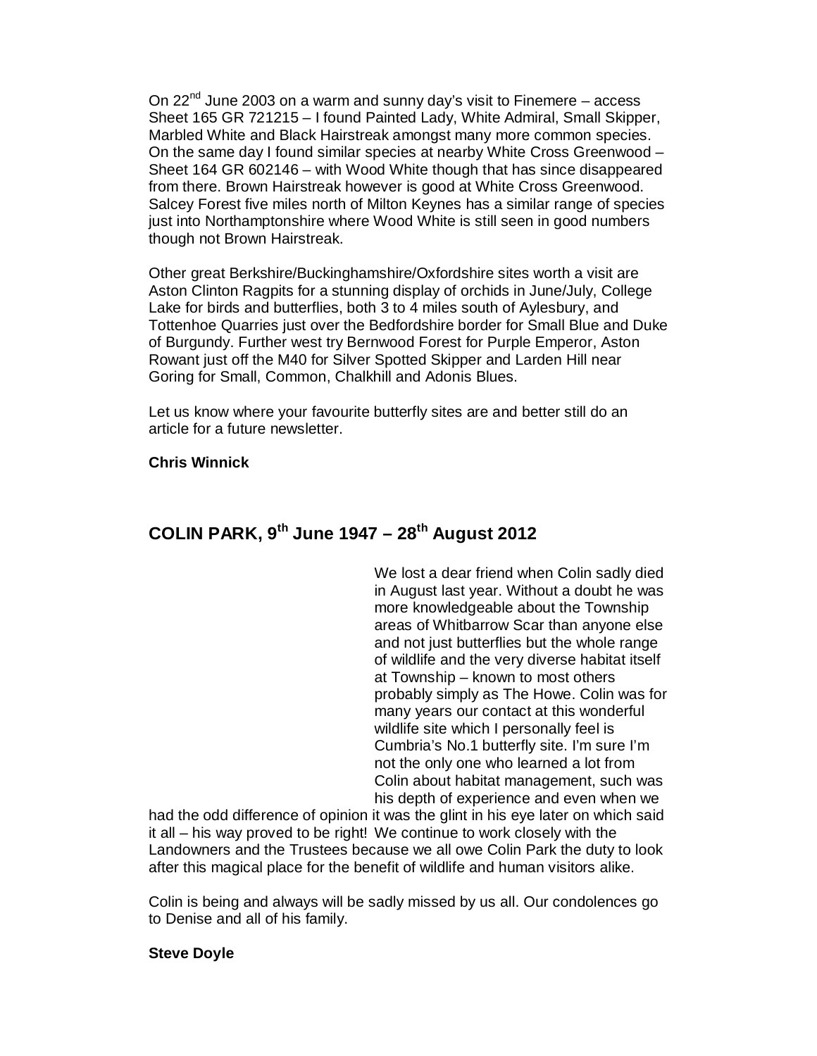On 22nd June 2003 on a warm and sunny day's visit to Finemere – access Sheet 165 GR 721215 – I found Painted Lady, White Admiral, Small Skipper, Marbled White and Black Hairstreak amongst many more common species. On the same day I found similar species at nearby White Cross Greenwood – Sheet 164 GR 602146 – with Wood White though that has since disappeared from there. Brown Hairstreak however is good at White Cross Greenwood. Salcey Forest five miles north of Milton Keynes has a similar range of species just into Northamptonshire where Wood White is still seen in good numbers though not Brown Hairstreak.

Other great Berkshire/Buckinghamshire/Oxfordshire sites worth a visit are Aston Clinton Ragpits for a stunning display of orchids in June/July, College Lake for birds and butterflies, both 3 to 4 miles south of Aylesbury, and Tottenhoe Quarries just over the Bedfordshire border for Small Blue and Duke of Burgundy. Further west try Bernwood Forest for Purple Emperor, Aston Rowant just off the M40 for Silver Spotted Skipper and Larden Hill near Goring for Small, Common, Chalkhill and Adonis Blues.

Let us know where your favourite butterfly sites are and better still do an article for a future newsletter.

**Chris Winnick**

## COLIN PARK, 9th June 1947 – 28th August 2012

We lost a dear friend when Colin sadly died in August last year. Without a doubt he was more knowledgeable about the Township areas of Whitbarrow Scar than anyone else and not just butterflies but the whole range of wildlife and the very diverse habitat itself at Township – known to most others probably simply as The Howe. Colin was for many years our contact at this wonderful wildlife site which I personally feel is Cumbria's No.1 butterfly site. I'm sure I'm not the only one who learned a lot from Colin about habitat management, such was his depth of experience and even when we had the odd difference of opinion it was the glint in his eye later on which said it all – his way proved to be right! We continue to work closely with the Landowners and the Trustees because we all owe Colin Park the duty to look after this magical place for the benefit of wildlife and human visitors alike.

Colin is being and always will be sadly missed by us all. Our condolences go to Denise and all of his family.

**Steve Doyle**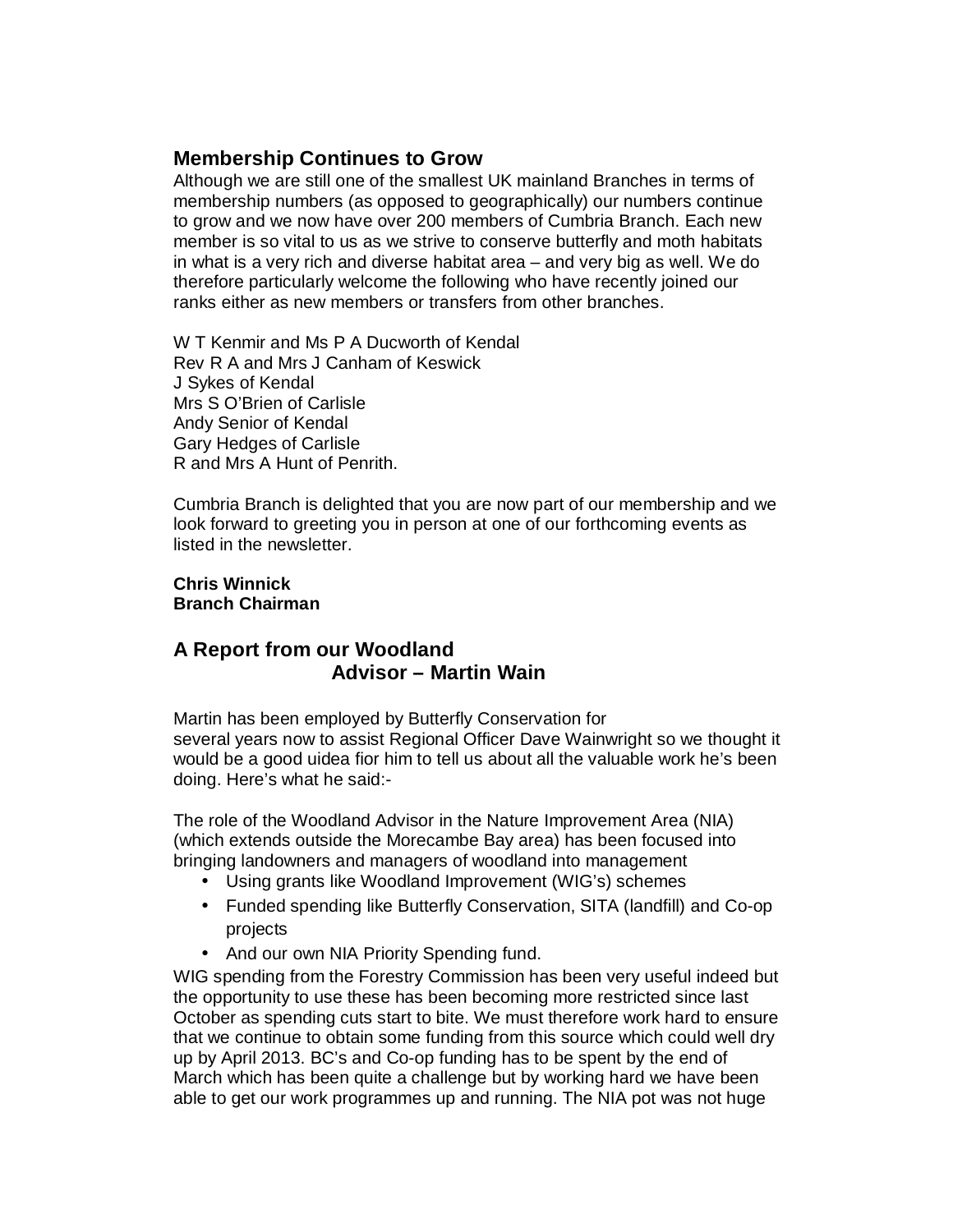## Membership Continues to Grow

Although we are still one of the smallest UK mainland Branches in terms of membership numbers (as opposed to geographically) our numbers continue to grow and we now have over 200 members of Cumbria Branch. Each new member is so vital to us as we strive to conserve butterfly and moth habitats in what is a very rich and diverse habitat area – and very big as well. We do therefore particularly welcome the following who have recently joined our ranks either as new members or transfers from other branches.

W T Kenmir and Ms P A Ducworth of Kendal
Rev R A and Mrs J Canham of Keswick
J Sykes of Kendal
Mrs S O'Brien of Carlisle
Andy Senior of Kendal
Gary Hedges of Carlisle
R and Mrs A Hunt of Penrith.

Cumbria Branch is delighted that you are now part of our membership and we look forward to greeting you in person at one of our forthcoming events as listed in the newsletter.

**Chris Winnick**
**Branch Chairman**

## A Report from our Woodland Advisor – Martin Wain

Martin has been employed by Butterfly Conservation for several years now to assist Regional Officer Dave Wainwright so we thought it would be a good uidea fior him to tell us about all the valuable work he's been doing. Here's what he said:-

The role of the Woodland Advisor in the Nature Improvement Area (NIA) (which extends outside the Morecambe Bay area) has been focused into bringing landowners and managers of woodland into management

- Using grants like Woodland Improvement (WIG's) schemes
- Funded spending like Butterfly Conservation, SITA (landfill) and Co-op projects
- And our own NIA Priority Spending fund.

WIG spending from the Forestry Commission has been very useful indeed but the opportunity to use these has been becoming more restricted since last October as spending cuts start to bite. We must therefore work hard to ensure that we continue to obtain some funding from this source which could well dry up by April 2013. BC's and Co-op funding has to be spent by the end of March which has been quite a challenge but by working hard we have been able to get our work programmes up and running. The NIA pot was not huge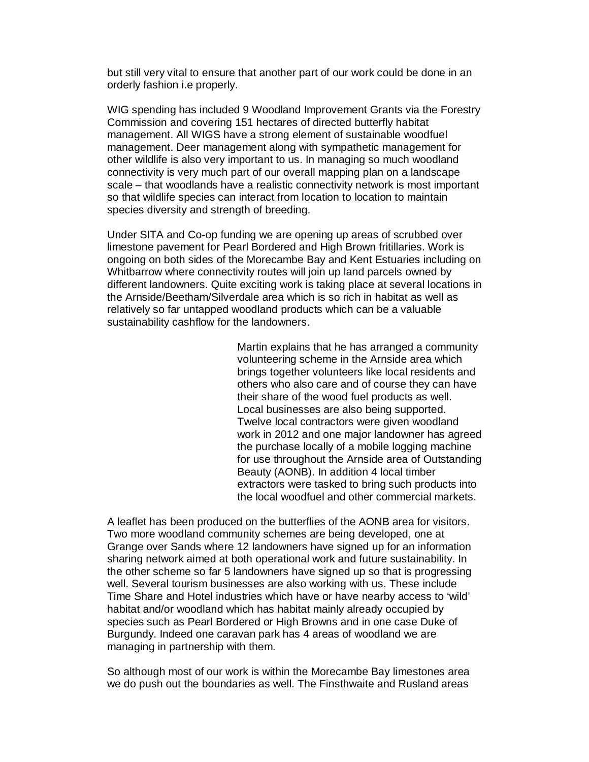but still very vital to ensure that another part of our work could be done in an orderly fashion i.e properly.

WIG spending has included 9 Woodland Improvement Grants via the Forestry Commission and covering 151 hectares of directed butterfly habitat management. All WIGS have a strong element of sustainable woodfuel management. Deer management along with sympathetic management for other wildlife is also very important to us. In managing so much woodland connectivity is very much part of our overall mapping plan on a landscape scale – that woodlands have a realistic connectivity network is most important so that wildlife species can interact from location to location to maintain species diversity and strength of breeding.

Under SITA and Co-op funding we are opening up areas of scrubbed over limestone pavement for Pearl Bordered and High Brown fritillaries. Work is ongoing on both sides of the Morecambe Bay and Kent Estuaries including on Whitbarrow where connectivity routes will join up land parcels owned by different landowners. Quite exciting work is taking place at several locations in the Arnside/Beetham/Silverdale area which is so rich in habitat as well as relatively so far untapped woodland products which can be a valuable sustainability cashflow for the landowners.

Martin explains that he has arranged a community volunteering scheme in the Arnside area which brings together volunteers like local residents and others who also care and of course they can have their share of the wood fuel products as well. Local businesses are also being supported. Twelve local contractors were given woodland work in 2012 and one major landowner has agreed the purchase locally of a mobile logging machine for use throughout the Arnside area of Outstanding Beauty (AONB). In addition 4 local timber extractors were tasked to bring such products into the local woodfuel and other commercial markets.

A leaflet has been produced on the butterflies of the AONB area for visitors. Two more woodland community schemes are being developed, one at Grange over Sands where 12 landowners have signed up for an information sharing network aimed at both operational work and future sustainability. In the other scheme so far 5 landowners have signed up so that is progressing well. Several tourism businesses are also working with us. These include Time Share and Hotel industries which have or have nearby access to 'wild' habitat and/or woodland which has habitat mainly already occupied by species such as Pearl Bordered or High Browns and in one case Duke of Burgundy. Indeed one caravan park has 4 areas of woodland we are managing in partnership with them.

So although most of our work is within the Morecambe Bay limestones area we do push out the boundaries as well. The Finsthwaite and Rusland areas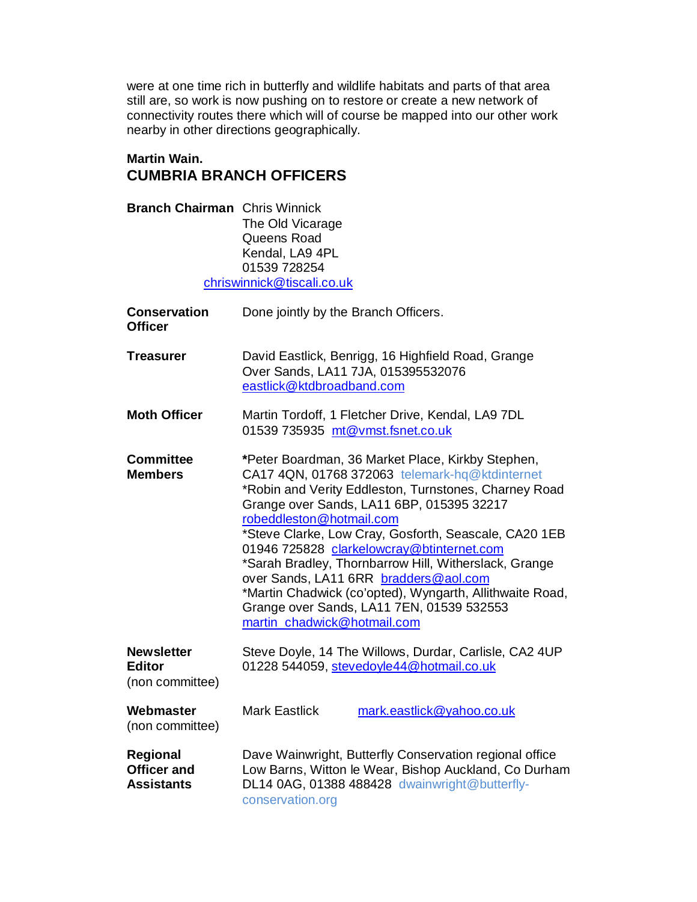were at one time rich in butterfly and wildlife habitats and parts of that area still are, so work is now pushing on to restore or create a new network of connectivity routes there which will of course be mapped into our other work nearby in other directions geographically.

**Martin Wain.**

## CUMBRIA BRANCH OFFICERS

| | |
|---|---|
| **Branch Chairman** | Chris Winnick<br>The Old Vicarage<br>Queens Road<br>Kendal, LA9 4PL<br>01539 728254<br>chriswinnick@tiscali.co.uk |
| **Conservation Officer** | Done jointly by the Branch Officers. |
| **Treasurer** | David Eastlick, Benrigg, 16 Highfield Road, Grange Over Sands, LA11 7JA, 015395532076<br>eastlick@ktdbroadband.com |
| **Moth Officer** | Martin Tordoff, 1 Fletcher Drive, Kendal, LA9 7DL<br>01539 735935 mt@vmst.fsnet.co.uk |
| **Committee Members** | **\***Peter Boardman, 36 Market Place, Kirkby Stephen, CA17 4QN, 01768 372063 telemark-hq@ktdinternet<br>\*Robin and Verity Eddleston, Turnstones, Charney Road Grange over Sands, LA11 6BP, 015395 32217<br>robeddleston@hotmail.com<br>\*Steve Clarke, Low Cray, Gosforth, Seascale, CA20 1EB<br>01946 725828 clarkelowcray@btinternet.com<br>\*Sarah Bradley, Thornbarrow Hill, Witherslack, Grange over Sands, LA11 6RR bradders@aol.com<br>\*Martin Chadwick (co'opted), Wyngarth, Allithwaite Road, Grange over Sands, LA11 7EN, 01539 532553<br>martin_chadwick@hotmail.com |
| **Newsletter Editor** (non committee) | Steve Doyle, 14 The Willows, Durdar, Carlisle, CA2 4UP<br>01228 544059, stevedoyle44@hotmail.co.uk |
| **Webmaster** (non committee) | Mark Eastlick mark.eastlick@yahoo.co.uk |
| **Regional Officer and Assistants** | Dave Wainwright, Butterfly Conservation regional office Low Barns, Witton le Wear, Bishop Auckland, Co Durham DL14 0AG, 01388 488428 dwainwright@butterfly-conservation.org |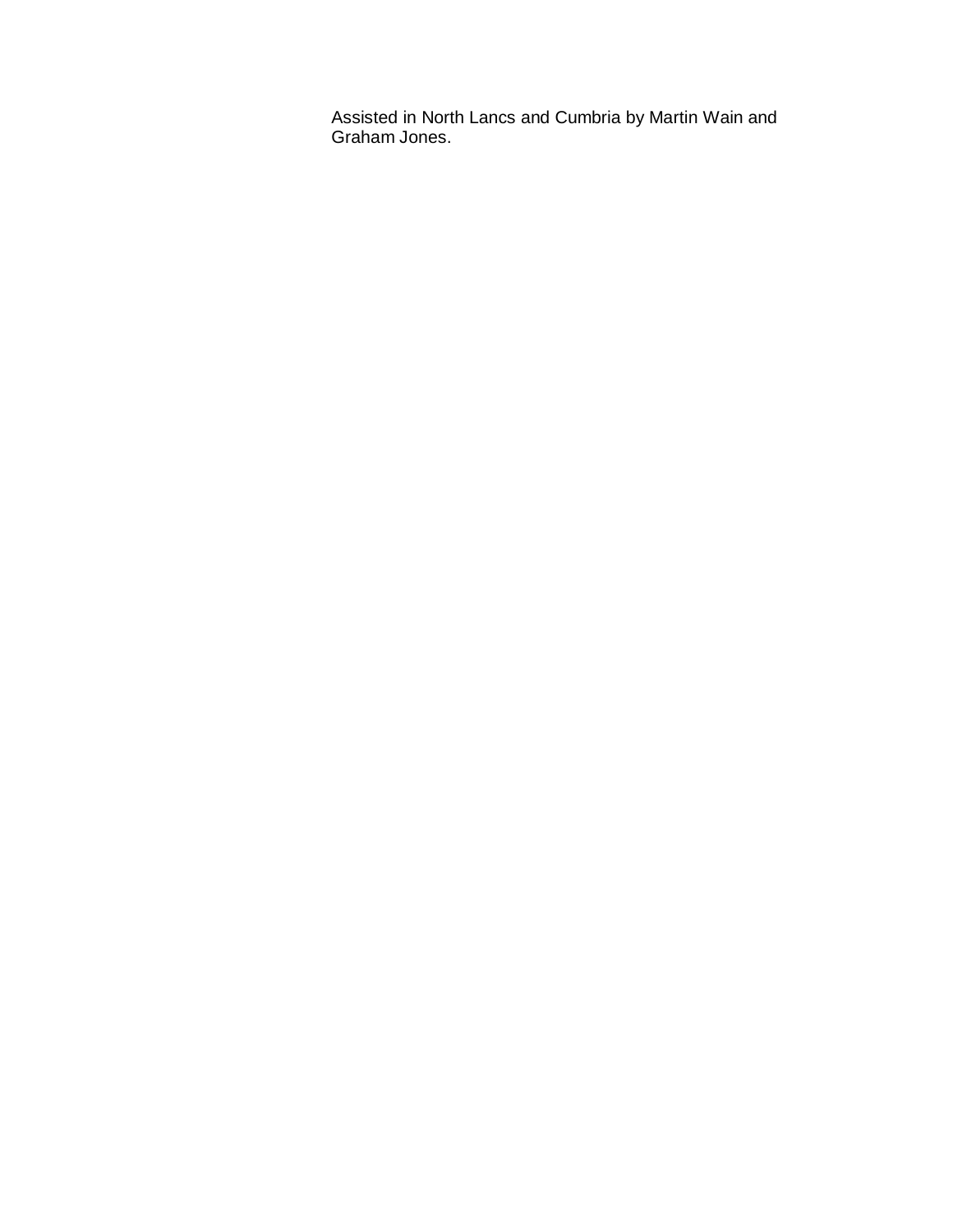Assisted in North Lancs and Cumbria by Martin Wain and Graham Jones.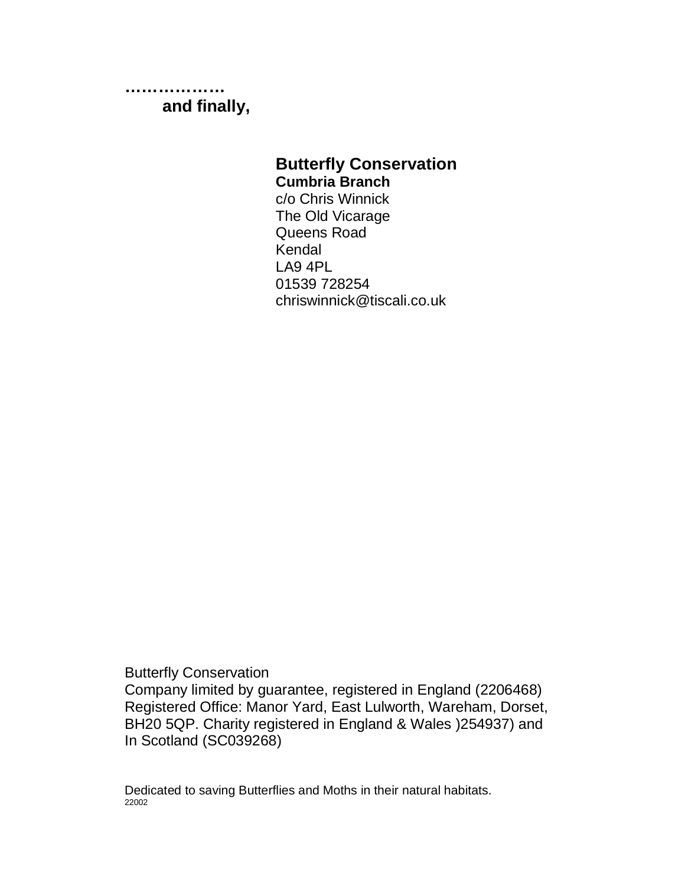**………………**

**and finally,**

**Butterfly Conservation**
**Cumbria Branch**
c/o Chris Winnick
The Old Vicarage
Queens Road
Kendal
LA9 4PL
01539 728254
chriswinnick@tiscali.co.uk

Butterfly Conservation
Company limited by guarantee, registered in England (2206468)
Registered Office: Manor Yard, East Lulworth, Wareham, Dorset, BH20 5QP. Charity registered in England & Wales )254937) and In Scotland (SC039268)

Dedicated to saving Butterflies and Moths in their natural habitats.
22002